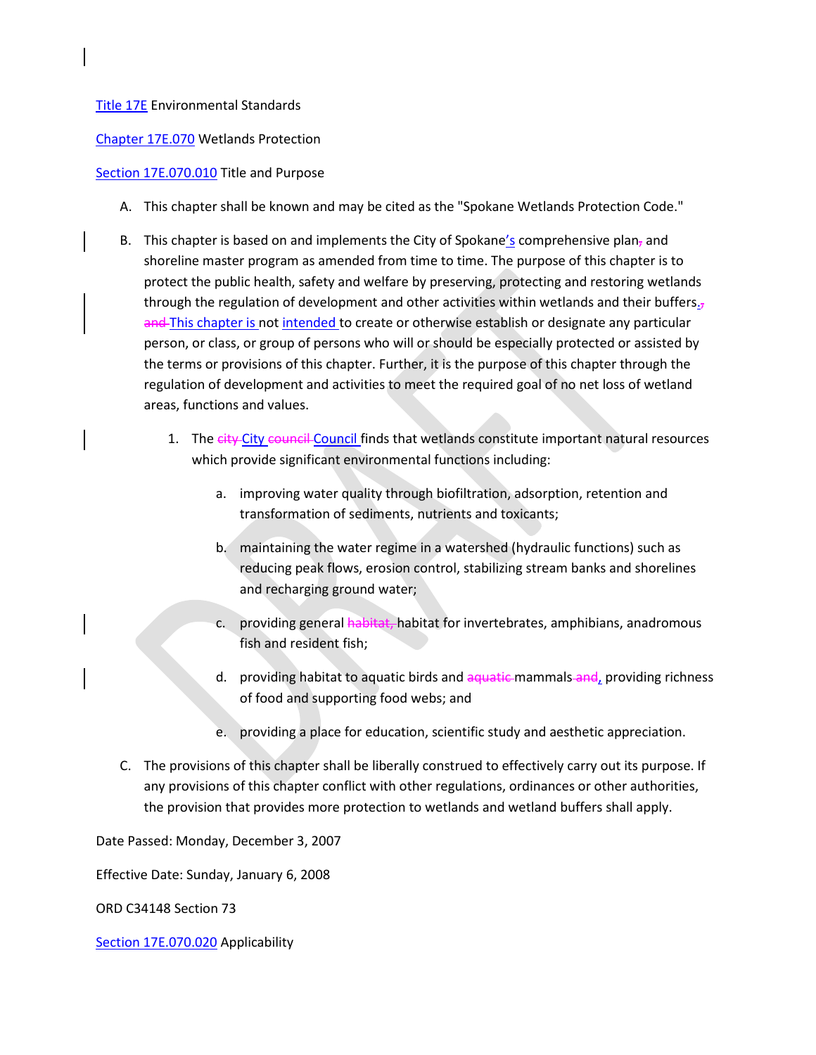Title 17E Environmental Standards

Chapter 17E.070 Wetlands Protection

Section 17E.070.010 Title and Purpose

A. This chapter shall be known and may be cited as the "Spokane Wetlands Protection Code."

B. This chapter is based on and implements the City of Spokane's comprehensive plan, and shoreline master program as amended from time to time. The purpose of this chapter is to protect the public health, safety and welfare by preserving, protecting and restoring wetlands through the regulation of development and other activities within wetlands and their buffers., and This chapter is not intended to create or otherwise establish or designate any particular person, or class, or group of persons who will or should be especially protected or assisted by the terms or provisions of this chapter. Further, it is the purpose of this chapter through the regulation of development and activities to meet the required goal of no net loss of wetland areas, functions and values.

   1. The city City council Council finds that wetlands constitute important natural resources which provide significant environmental functions including:

      a. improving water quality through biofiltration, adsorption, retention and transformation of sediments, nutrients and toxicants;

      b. maintaining the water regime in a watershed (hydraulic functions) such as reducing peak flows, erosion control, stabilizing stream banks and shorelines and recharging ground water;

      c. providing general habitat, habitat for invertebrates, amphibians, anadromous fish and resident fish;

      d. providing habitat to aquatic birds and aquatic mammals and, providing richness of food and supporting food webs; and

      e. providing a place for education, scientific study and aesthetic appreciation.

C. The provisions of this chapter shall be liberally construed to effectively carry out its purpose. If any provisions of this chapter conflict with other regulations, ordinances or other authorities, the provision that provides more protection to wetlands and wetland buffers shall apply.

Date Passed: Monday, December 3, 2007

Effective Date: Sunday, January 6, 2008

ORD C34148 Section 73

Section 17E.070.020 Applicability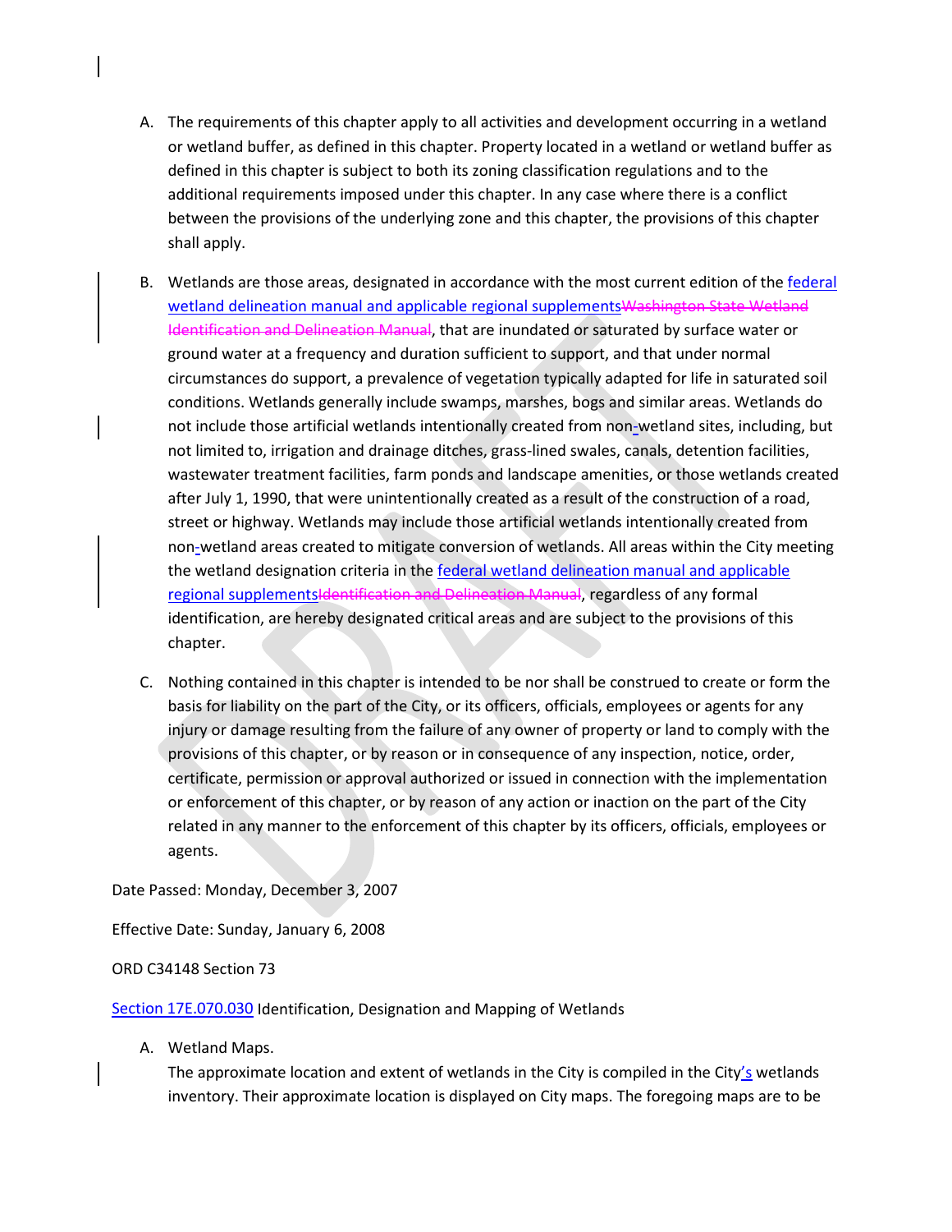A. The requirements of this chapter apply to all activities and development occurring in a wetland or wetland buffer, as defined in this chapter. Property located in a wetland or wetland buffer as defined in this chapter is subject to both its zoning classification regulations and to the additional requirements imposed under this chapter. In any case where there is a conflict between the provisions of the underlying zone and this chapter, the provisions of this chapter shall apply.

B. Wetlands are those areas, designated in accordance with the most current edition of the federal wetland delineation manual and applicable regional supplements~~Washington State Wetland Identification and Delineation Manual~~, that are inundated or saturated by surface water or ground water at a frequency and duration sufficient to support, and that under normal circumstances do support, a prevalence of vegetation typically adapted for life in saturated soil conditions. Wetlands generally include swamps, marshes, bogs and similar areas. Wetlands do not include those artificial wetlands intentionally created from non-wetland sites, including, but not limited to, irrigation and drainage ditches, grass-lined swales, canals, detention facilities, wastewater treatment facilities, farm ponds and landscape amenities, or those wetlands created after July 1, 1990, that were unintentionally created as a result of the construction of a road, street or highway. Wetlands may include those artificial wetlands intentionally created from non-wetland areas created to mitigate conversion of wetlands. All areas within the City meeting the wetland designation criteria in the federal wetland delineation manual and applicable regional supplements~~Identification and Delineation Manual~~, regardless of any formal identification, are hereby designated critical areas and are subject to the provisions of this chapter.

C. Nothing contained in this chapter is intended to be nor shall be construed to create or form the basis for liability on the part of the City, or its officers, officials, employees or agents for any injury or damage resulting from the failure of any owner of property or land to comply with the provisions of this chapter, or by reason or in consequence of any inspection, notice, order, certificate, permission or approval authorized or issued in connection with the implementation or enforcement of this chapter, or by reason of any action or inaction on the part of the City related in any manner to the enforcement of this chapter by its officers, officials, employees or agents.

Date Passed: Monday, December 3, 2007

Effective Date: Sunday, January 6, 2008

ORD C34148 Section 73

Section 17E.070.030 Identification, Designation and Mapping of Wetlands

A. Wetland Maps.
The approximate location and extent of wetlands in the City is compiled in the City's wetlands inventory. Their approximate location is displayed on City maps. The foregoing maps are to be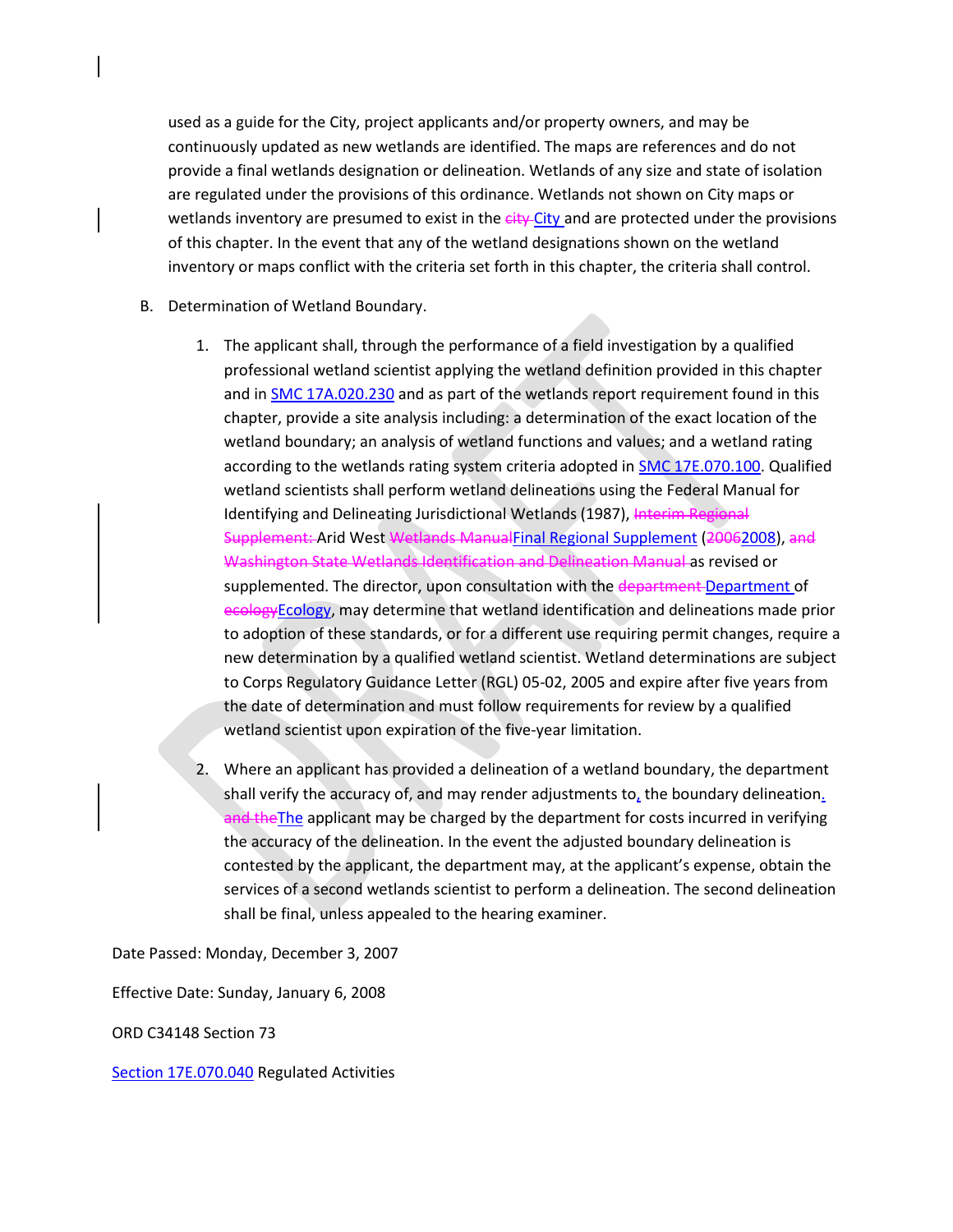used as a guide for the City, project applicants and/or property owners, and may be continuously updated as new wetlands are identified. The maps are references and do not provide a final wetlands designation or delineation. Wetlands of any size and state of isolation are regulated under the provisions of this ordinance. Wetlands not shown on City maps or wetlands inventory are presumed to exist in the ~~city~~ City and are protected under the provisions of this chapter. In the event that any of the wetland designations shown on the wetland inventory or maps conflict with the criteria set forth in this chapter, the criteria shall control.

B. Determination of Wetland Boundary.

1. The applicant shall, through the performance of a field investigation by a qualified professional wetland scientist applying the wetland definition provided in this chapter and in SMC 17A.020.230 and as part of the wetlands report requirement found in this chapter, provide a site analysis including: a determination of the exact location of the wetland boundary; an analysis of wetland functions and values; and a wetland rating according to the wetlands rating system criteria adopted in SMC 17E.070.100. Qualified wetland scientists shall perform wetland delineations using the Federal Manual for Identifying and Delineating Jurisdictional Wetlands (1987), ~~Interim Regional Supplement:~~ Arid West ~~Wetlands Manual~~Final Regional Supplement (~~2006~~2008), ~~and Washington State Wetlands Identification and Delineation Manual~~ as revised or supplemented. The director, upon consultation with the ~~department~~ Department of ~~ecology~~Ecology, may determine that wetland identification and delineations made prior to adoption of these standards, or for a different use requiring permit changes, require a new determination by a qualified wetland scientist. Wetland determinations are subject to Corps Regulatory Guidance Letter (RGL) 05-02, 2005 and expire after five years from the date of determination and must follow requirements for review by a qualified wetland scientist upon expiration of the five-year limitation.

2. Where an applicant has provided a delineation of a wetland boundary, the department shall verify the accuracy of, and may render adjustments to, the boundary delineation. ~~and the~~The applicant may be charged by the department for costs incurred in verifying the accuracy of the delineation. In the event the adjusted boundary delineation is contested by the applicant, the department may, at the applicant's expense, obtain the services of a second wetlands scientist to perform a delineation. The second delineation shall be final, unless appealed to the hearing examiner.

Date Passed: Monday, December 3, 2007

Effective Date: Sunday, January 6, 2008

ORD C34148 Section 73

Section 17E.070.040 Regulated Activities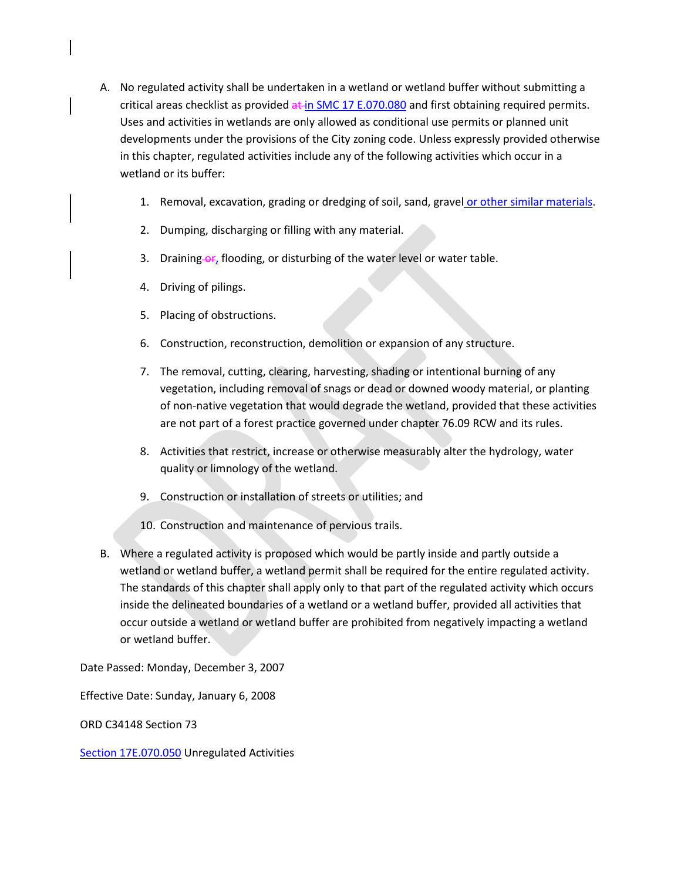A. No regulated activity shall be undertaken in a wetland or wetland buffer without submitting a critical areas checklist as provided ~~at~~ in SMC 17 E.070.080 and first obtaining required permits. Uses and activities in wetlands are only allowed as conditional use permits or planned unit developments under the provisions of the City zoning code. Unless expressly provided otherwise in this chapter, regulated activities include any of the following activities which occur in a wetland or its buffer:

   1. Removal, excavation, grading or dredging of soil, sand, gravel or other similar materials.

   2. Dumping, discharging or filling with any material.

   3. Draining ~~or~~, flooding, or disturbing of the water level or water table.

   4. Driving of pilings.

   5. Placing of obstructions.

   6. Construction, reconstruction, demolition or expansion of any structure.

   7. The removal, cutting, clearing, harvesting, shading or intentional burning of any vegetation, including removal of snags or dead or downed woody material, or planting of non-native vegetation that would degrade the wetland, provided that these activities are not part of a forest practice governed under chapter 76.09 RCW and its rules.

   8. Activities that restrict, increase or otherwise measurably alter the hydrology, water quality or limnology of the wetland.

   9. Construction or installation of streets or utilities; and

   10. Construction and maintenance of pervious trails.

B. Where a regulated activity is proposed which would be partly inside and partly outside a wetland or wetland buffer, a wetland permit shall be required for the entire regulated activity. The standards of this chapter shall apply only to that part of the regulated activity which occurs inside the delineated boundaries of a wetland or a wetland buffer, provided all activities that occur outside a wetland or wetland buffer are prohibited from negatively impacting a wetland or wetland buffer.

Date Passed: Monday, December 3, 2007

Effective Date: Sunday, January 6, 2008

ORD C34148 Section 73

Section 17E.070.050 Unregulated Activities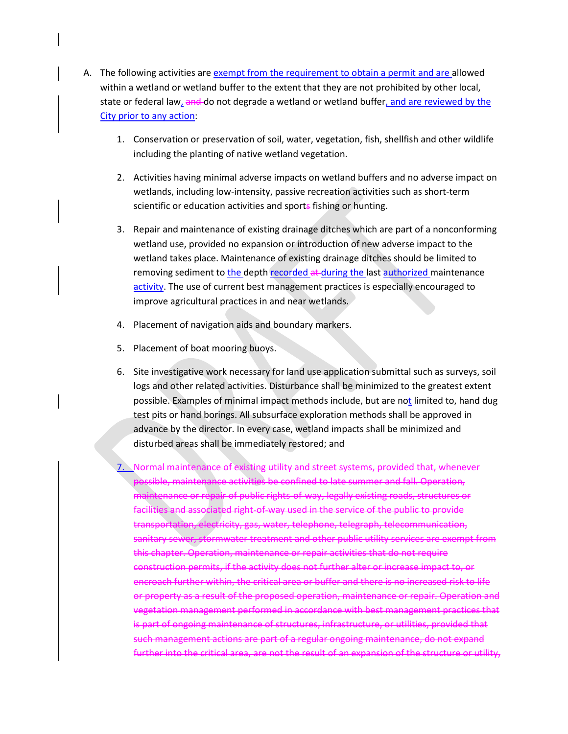A. The following activities are exempt from the requirement to obtain a permit and are allowed within a wetland or wetland buffer to the extent that they are not prohibited by other local, state or federal law, ~~and~~ do not degrade a wetland or wetland buffer, and are reviewed by the City prior to any action:

1. Conservation or preservation of soil, water, vegetation, fish, shellfish and other wildlife including the planting of native wetland vegetation.

2. Activities having minimal adverse impacts on wetland buffers and no adverse impact on wetlands, including low-intensity, passive recreation activities such as short-term scientific or education activities and sport~~s~~ fishing or hunting.

3. Repair and maintenance of existing drainage ditches which are part of a nonconforming wetland use, provided no expansion or introduction of new adverse impact to the wetland takes place. Maintenance of existing drainage ditches should be limited to removing sediment to the depth recorded ~~at~~ during the last authorized maintenance activity. The use of current best management practices is especially encouraged to improve agricultural practices in and near wetlands.

4. Placement of navigation aids and boundary markers.

5. Placement of boat mooring buoys.

6. Site investigative work necessary for land use application submittal such as surveys, soil logs and other related activities. Disturbance shall be minimized to the greatest extent possible. Examples of minimal impact methods include, but are not limited to, hand dug test pits or hand borings. All subsurface exploration methods shall be approved in advance by the director. In every case, wetland impacts shall be minimized and disturbed areas shall be immediately restored; and

7. ~~Normal maintenance of existing utility and street systems, provided that, whenever possible, maintenance activities be confined to late summer and fall. Operation, maintenance or repair of public rights-of-way, legally existing roads, structures or facilities and associated right-of-way used in the service of the public to provide transportation, electricity, gas, water, telephone, telegraph, telecommunication, sanitary sewer, stormwater treatment and other public utility services are exempt from this chapter. Operation, maintenance or repair activities that do not require construction permits, if the activity does not further alter or increase impact to, or encroach further within, the critical area or buffer and there is no increased risk to life or property as a result of the proposed operation, maintenance or repair. Operation and vegetation management performed in accordance with best management practices that is part of ongoing maintenance of structures, infrastructure, or utilities, provided that such management actions are part of a regular ongoing maintenance, do not expand further into the critical area, are not the result of an expansion of the structure or utility,~~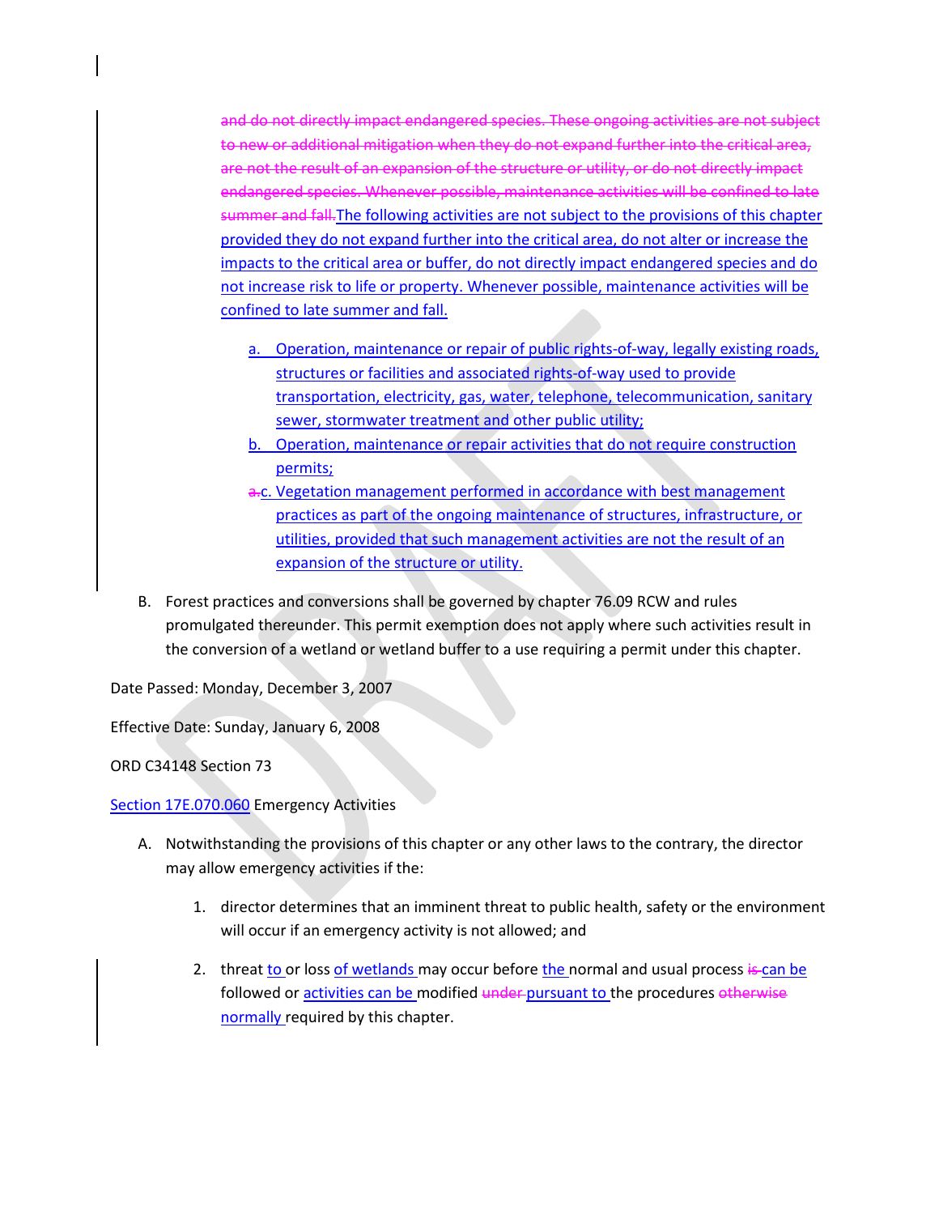and do not directly impact endangered species. These ongoing activities are not subject to new or additional mitigation when they do not expand further into the critical area, are not the result of an expansion of the structure or utility, or do not directly impact endangered species. Whenever possible, maintenance activities will be confined to late summer and fall.The following activities are not subject to the provisions of this chapter provided they do not expand further into the critical area, do not alter or increase the impacts to the critical area or buffer, do not directly impact endangered species and do not increase risk to life or property. Whenever possible, maintenance activities will be confined to late summer and fall.

a. Operation, maintenance or repair of public rights-of-way, legally existing roads, structures or facilities and associated rights-of-way used to provide transportation, electricity, gas, water, telephone, telecommunication, sanitary sewer, stormwater treatment and other public utility;

b. Operation, maintenance or repair activities that do not require construction permits;

a.c. Vegetation management performed in accordance with best management practices as part of the ongoing maintenance of structures, infrastructure, or utilities, provided that such management activities are not the result of an expansion of the structure or utility.

B. Forest practices and conversions shall be governed by chapter 76.09 RCW and rules promulgated thereunder. This permit exemption does not apply where such activities result in the conversion of a wetland or wetland buffer to a use requiring a permit under this chapter.

Date Passed: Monday, December 3, 2007

Effective Date: Sunday, January 6, 2008

ORD C34148 Section 73

Section 17E.070.060 Emergency Activities

A. Notwithstanding the provisions of this chapter or any other laws to the contrary, the director may allow emergency activities if the:

1. director determines that an imminent threat to public health, safety or the environment will occur if an emergency activity is not allowed; and

2. threat to or loss of wetlands may occur before the normal and usual process is can be followed or activities can be modified under pursuant to the procedures otherwise normally required by this chapter.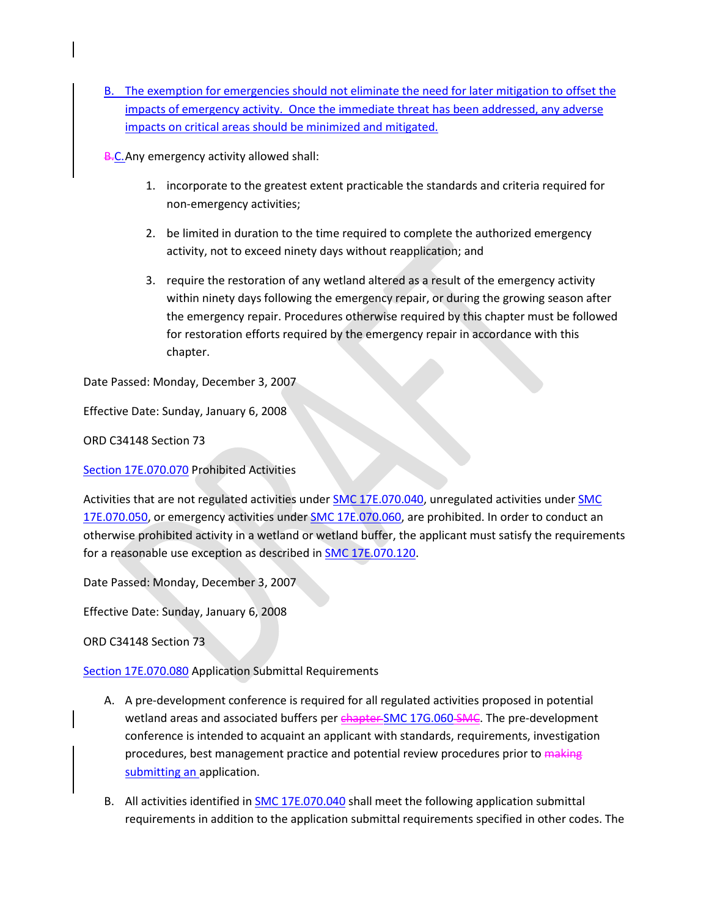B. The exemption for emergencies should not eliminate the need for later mitigation to offset the impacts of emergency activity. Once the immediate threat has been addressed, any adverse impacts on critical areas should be minimized and mitigated.

~~B.~~C. Any emergency activity allowed shall:

1. incorporate to the greatest extent practicable the standards and criteria required for non-emergency activities;

2. be limited in duration to the time required to complete the authorized emergency activity, not to exceed ninety days without reapplication; and

3. require the restoration of any wetland altered as a result of the emergency activity within ninety days following the emergency repair, or during the growing season after the emergency repair. Procedures otherwise required by this chapter must be followed for restoration efforts required by the emergency repair in accordance with this chapter.

Date Passed: Monday, December 3, 2007

Effective Date: Sunday, January 6, 2008

ORD C34148 Section 73

Section 17E.070.070 Prohibited Activities

Activities that are not regulated activities under SMC 17E.070.040, unregulated activities under SMC 17E.070.050, or emergency activities under SMC 17E.070.060, are prohibited. In order to conduct an otherwise prohibited activity in a wetland or wetland buffer, the applicant must satisfy the requirements for a reasonable use exception as described in SMC 17E.070.120.

Date Passed: Monday, December 3, 2007

Effective Date: Sunday, January 6, 2008

ORD C34148 Section 73

Section 17E.070.080 Application Submittal Requirements

A. A pre-development conference is required for all regulated activities proposed in potential wetland areas and associated buffers per ~~chapter~~ SMC 17G.060 ~~SMC~~. The pre-development conference is intended to acquaint an applicant with standards, requirements, investigation procedures, best management practice and potential review procedures prior to ~~making~~ submitting an application.

B. All activities identified in SMC 17E.070.040 shall meet the following application submittal requirements in addition to the application submittal requirements specified in other codes. The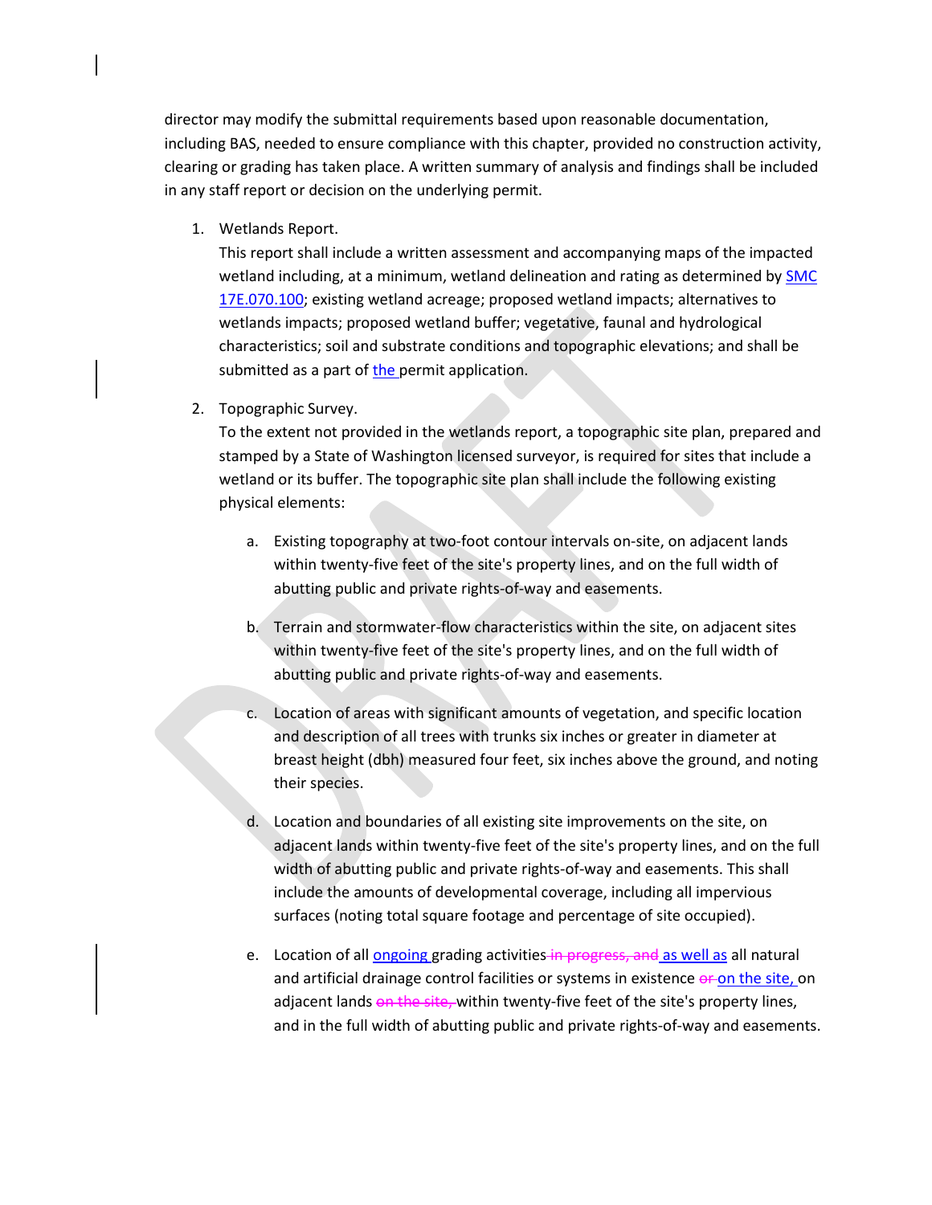director may modify the submittal requirements based upon reasonable documentation, including BAS, needed to ensure compliance with this chapter, provided no construction activity, clearing or grading has taken place. A written summary of analysis and findings shall be included in any staff report or decision on the underlying permit.

1. Wetlands Report.
   This report shall include a written assessment and accompanying maps of the impacted wetland including, at a minimum, wetland delineation and rating as determined by [SMC 17E.070.100](); existing wetland acreage; proposed wetland impacts; alternatives to wetlands impacts; proposed wetland buffer; vegetative, faunal and hydrological characteristics; soil and substrate conditions and topographic elevations; and shall be submitted as a part of the permit application.

2. Topographic Survey.
   To the extent not provided in the wetlands report, a topographic site plan, prepared and stamped by a State of Washington licensed surveyor, is required for sites that include a wetland or its buffer. The topographic site plan shall include the following existing physical elements:

   a. Existing topography at two-foot contour intervals on-site, on adjacent lands within twenty-five feet of the site's property lines, and on the full width of abutting public and private rights-of-way and easements.

   b. Terrain and stormwater-flow characteristics within the site, on adjacent sites within twenty-five feet of the site's property lines, and on the full width of abutting public and private rights-of-way and easements.

   c. Location of areas with significant amounts of vegetation, and specific location and description of all trees with trunks six inches or greater in diameter at breast height (dbh) measured four feet, six inches above the ground, and noting their species.

   d. Location and boundaries of all existing site improvements on the site, on adjacent lands within twenty-five feet of the site's property lines, and on the full width of abutting public and private rights-of-way and easements. This shall include the amounts of developmental coverage, including all impervious surfaces (noting total square footage and percentage of site occupied).

   e. Location of all ongoing grading activities ~~in progress, and~~ as well as all natural and artificial drainage control facilities or systems in existence ~~or~~ on the site, on adjacent lands ~~on the site,~~ within twenty-five feet of the site's property lines, and in the full width of abutting public and private rights-of-way and easements.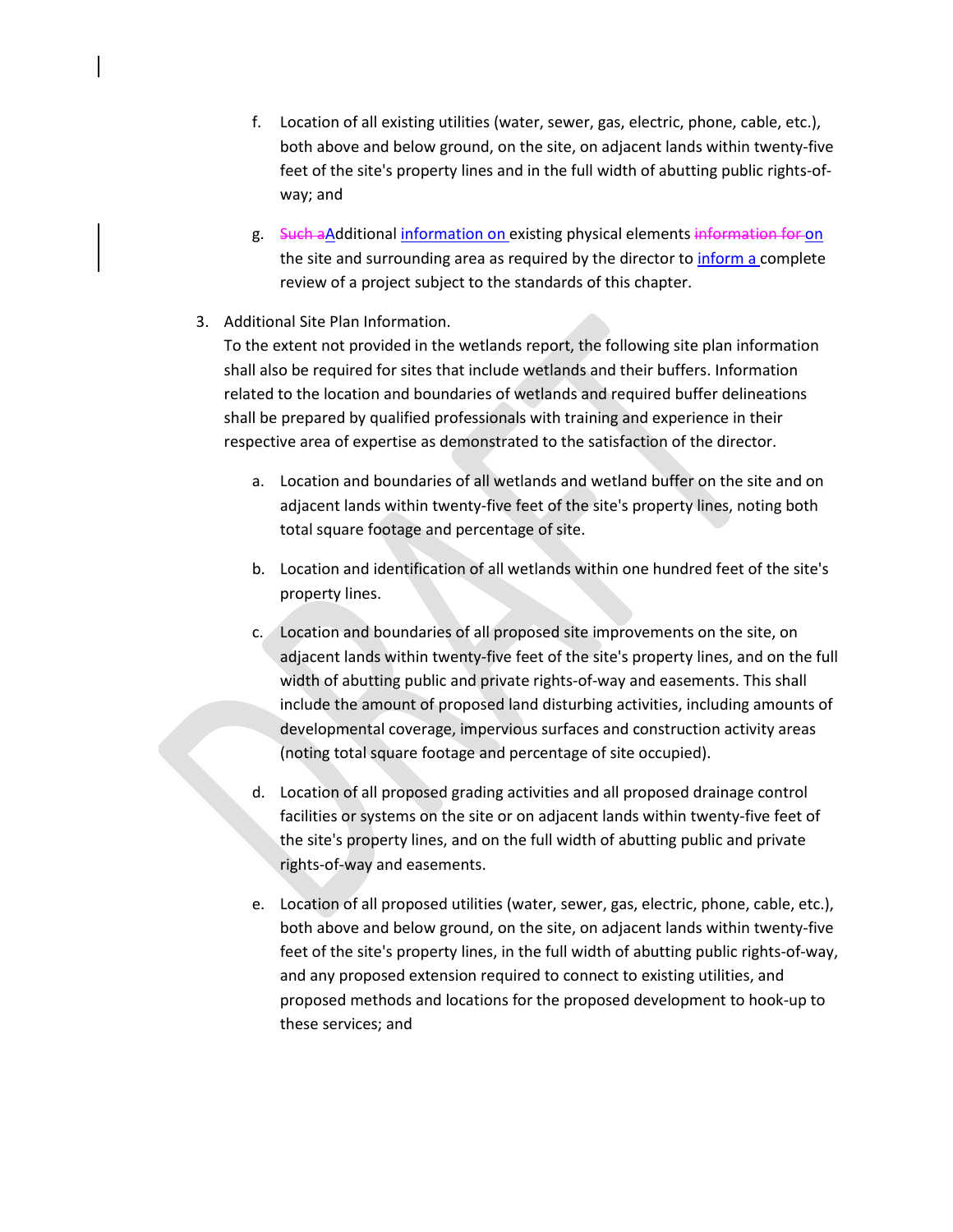f. Location of all existing utilities (water, sewer, gas, electric, phone, cable, etc.), both above and below ground, on the site, on adjacent lands within twenty-five feet of the site's property lines and in the full width of abutting public rights-of-way; and

g. ~~Such a~~Additional information on existing physical elements ~~information for~~ on the site and surrounding area as required by the director to inform a complete review of a project subject to the standards of this chapter.

3. Additional Site Plan Information.
To the extent not provided in the wetlands report, the following site plan information shall also be required for sites that include wetlands and their buffers. Information related to the location and boundaries of wetlands and required buffer delineations shall be prepared by qualified professionals with training and experience in their respective area of expertise as demonstrated to the satisfaction of the director.

   a. Location and boundaries of all wetlands and wetland buffer on the site and on adjacent lands within twenty-five feet of the site's property lines, noting both total square footage and percentage of site.

   b. Location and identification of all wetlands within one hundred feet of the site's property lines.

   c. Location and boundaries of all proposed site improvements on the site, on adjacent lands within twenty-five feet of the site's property lines, and on the full width of abutting public and private rights-of-way and easements. This shall include the amount of proposed land disturbing activities, including amounts of developmental coverage, impervious surfaces and construction activity areas (noting total square footage and percentage of site occupied).

   d. Location of all proposed grading activities and all proposed drainage control facilities or systems on the site or on adjacent lands within twenty-five feet of the site's property lines, and on the full width of abutting public and private rights-of-way and easements.

   e. Location of all proposed utilities (water, sewer, gas, electric, phone, cable, etc.), both above and below ground, on the site, on adjacent lands within twenty-five feet of the site's property lines, in the full width of abutting public rights-of-way, and any proposed extension required to connect to existing utilities, and proposed methods and locations for the proposed development to hook-up to these services; and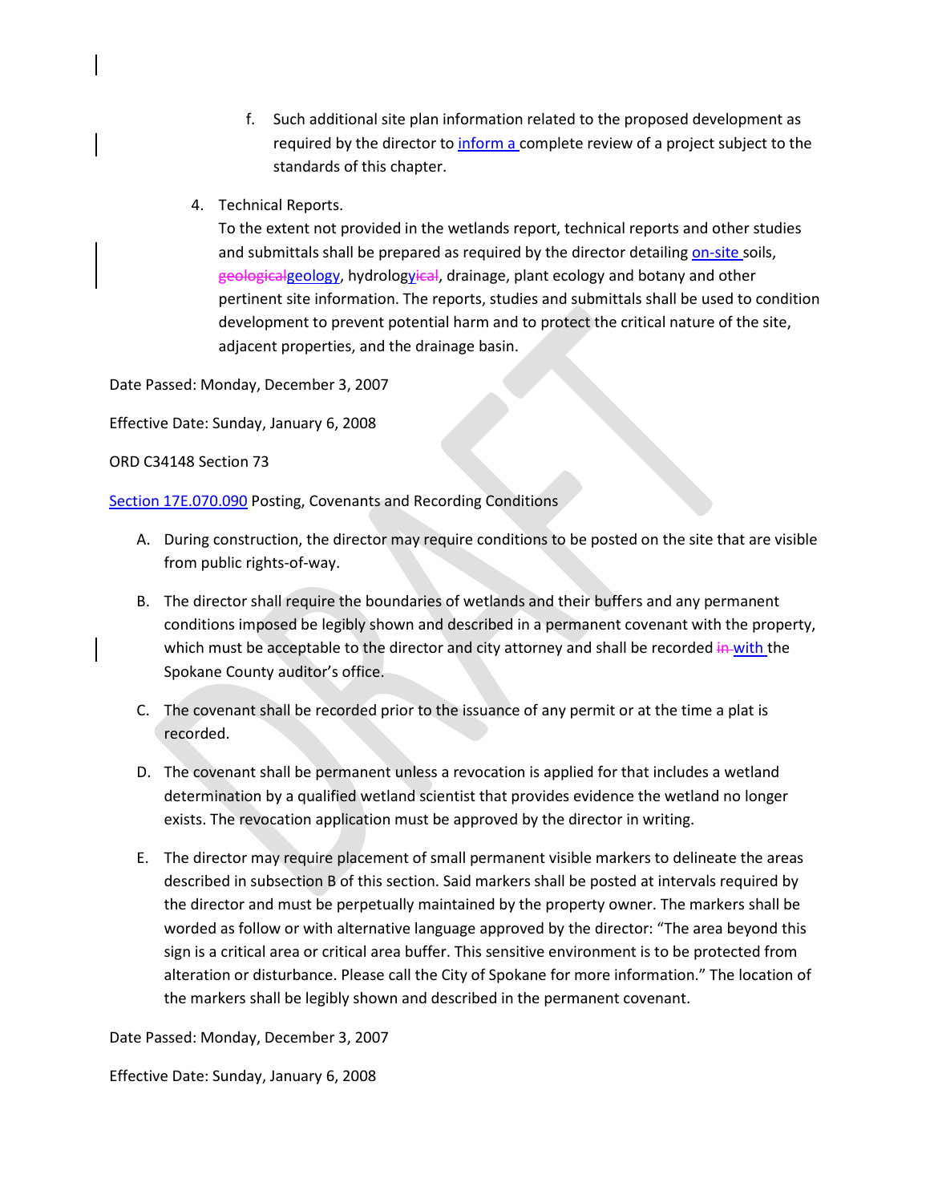f. Such additional site plan information related to the proposed development as required by the director to inform a complete review of a project subject to the standards of this chapter.

4. Technical Reports.
   To the extent not provided in the wetlands report, technical reports and other studies and submittals shall be prepared as required by the director detailing on-site soils, ~~geological~~geology, hydrology~~ical~~, drainage, plant ecology and botany and other pertinent site information. The reports, studies and submittals shall be used to condition development to prevent potential harm and to protect the critical nature of the site, adjacent properties, and the drainage basin.

Date Passed: Monday, December 3, 2007

Effective Date: Sunday, January 6, 2008

ORD C34148 Section 73

Section 17E.070.090 Posting, Covenants and Recording Conditions

A. During construction, the director may require conditions to be posted on the site that are visible from public rights-of-way.

B. The director shall require the boundaries of wetlands and their buffers and any permanent conditions imposed be legibly shown and described in a permanent covenant with the property, which must be acceptable to the director and city attorney and shall be recorded ~~in~~ with the Spokane County auditor's office.

C. The covenant shall be recorded prior to the issuance of any permit or at the time a plat is recorded.

D. The covenant shall be permanent unless a revocation is applied for that includes a wetland determination by a qualified wetland scientist that provides evidence the wetland no longer exists. The revocation application must be approved by the director in writing.

E. The director may require placement of small permanent visible markers to delineate the areas described in subsection B of this section. Said markers shall be posted at intervals required by the director and must be perpetually maintained by the property owner. The markers shall be worded as follow or with alternative language approved by the director: "The area beyond this sign is a critical area or critical area buffer. This sensitive environment is to be protected from alteration or disturbance. Please call the City of Spokane for more information." The location of the markers shall be legibly shown and described in the permanent covenant.

Date Passed: Monday, December 3, 2007

Effective Date: Sunday, January 6, 2008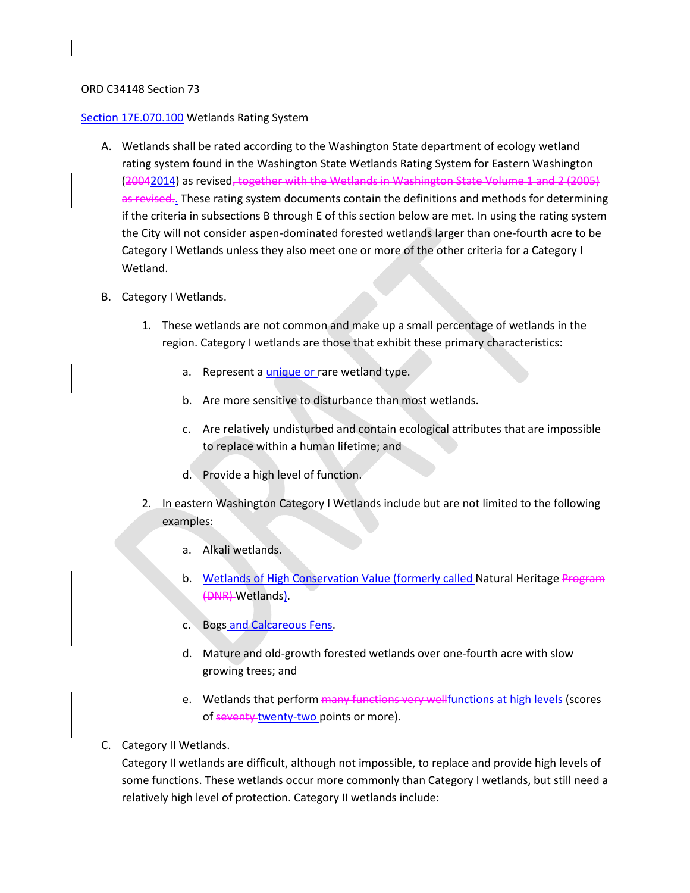ORD C34148 Section 73

Section 17E.070.100 Wetlands Rating System

A. Wetlands shall be rated according to the Washington State department of ecology wetland rating system found in the Washington State Wetlands Rating System for Eastern Washington (~~2004~~2014) as revised~~, together with the Wetlands in Washington State Volume 1 and 2 (2005) as revised.~~. These rating system documents contain the definitions and methods for determining if the criteria in subsections B through E of this section below are met. In using the rating system the City will not consider aspen-dominated forested wetlands larger than one-fourth acre to be Category I Wetlands unless they also meet one or more of the other criteria for a Category I Wetland.

B. Category I Wetlands.

   1. These wetlands are not common and make up a small percentage of wetlands in the region. Category I wetlands are those that exhibit these primary characteristics:

      a. Represent a unique or rare wetland type.

      b. Are more sensitive to disturbance than most wetlands.

      c. Are relatively undisturbed and contain ecological attributes that are impossible to replace within a human lifetime; and

      d. Provide a high level of function.

   2. In eastern Washington Category I Wetlands include but are not limited to the following examples:

      a. Alkali wetlands.

      b. Wetlands of High Conservation Value (formerly called Natural Heritage ~~Program (DNR)~~ Wetlands).

      c. Bogs and Calcareous Fens.

      d. Mature and old-growth forested wetlands over one-fourth acre with slow growing trees; and

      e. Wetlands that perform ~~many functions very well~~functions at high levels (scores of ~~seventy~~ twenty-two points or more).

C. Category II Wetlands.
Category II wetlands are difficult, although not impossible, to replace and provide high levels of some functions. These wetlands occur more commonly than Category I wetlands, but still need a relatively high level of protection. Category II wetlands include: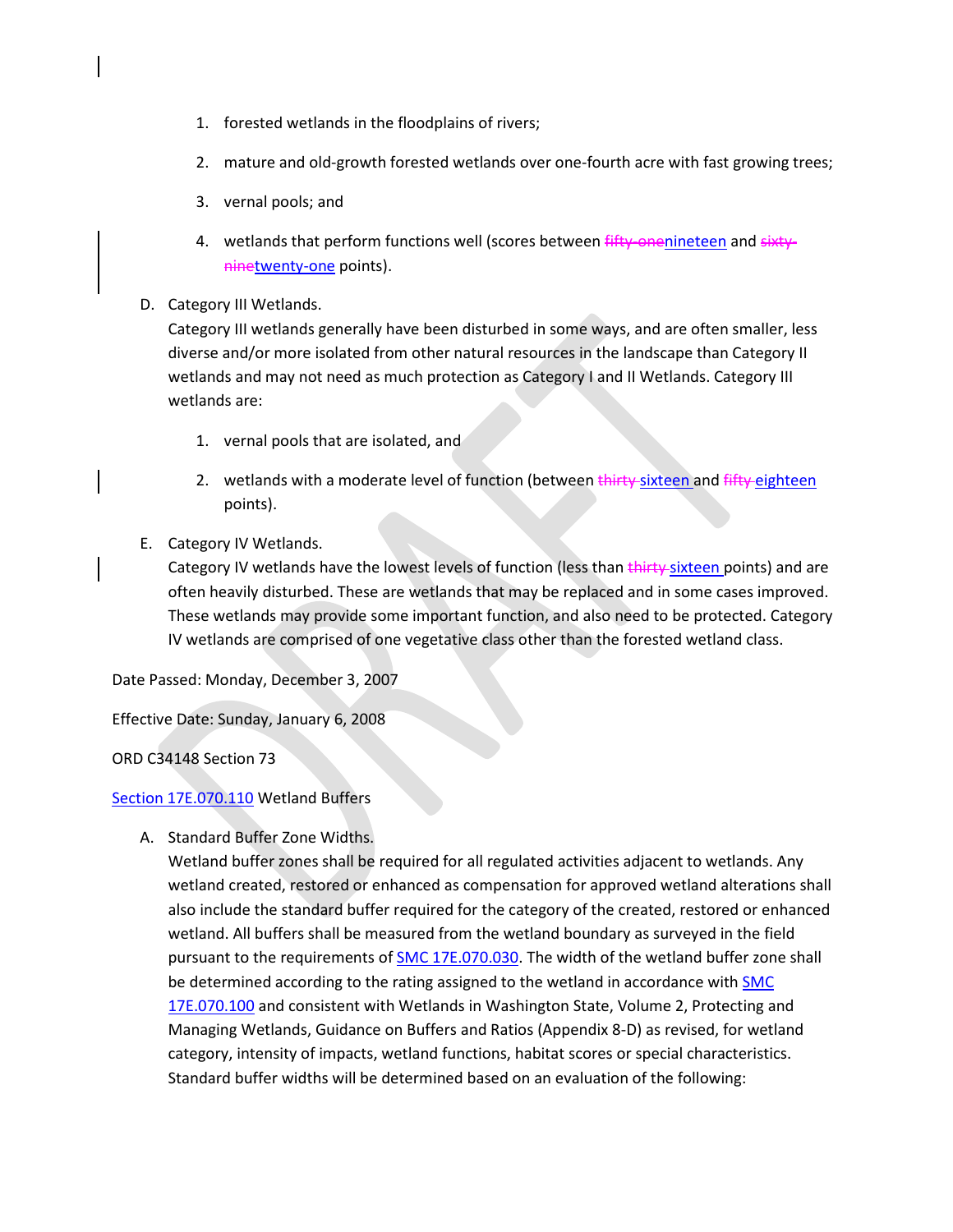1. forested wetlands in the floodplains of rivers;
2. mature and old-growth forested wetlands over one-fourth acre with fast growing trees;
3. vernal pools; and
4. wetlands that perform functions well (scores between ~~fifty-one~~nineteen and ~~sixty-nine~~twenty-one points).

D. Category III Wetlands.
Category III wetlands generally have been disturbed in some ways, and are often smaller, less diverse and/or more isolated from other natural resources in the landscape than Category II wetlands and may not need as much protection as Category I and II Wetlands. Category III wetlands are:

1. vernal pools that are isolated, and
2. wetlands with a moderate level of function (between ~~thirty~~ sixteen and ~~fifty~~ eighteen points).

E. Category IV Wetlands.
Category IV wetlands have the lowest levels of function (less than ~~thirty~~ sixteen points) and are often heavily disturbed. These are wetlands that may be replaced and in some cases improved. These wetlands may provide some important function, and also need to be protected. Category IV wetlands are comprised of one vegetative class other than the forested wetland class.

Date Passed: Monday, December 3, 2007

Effective Date: Sunday, January 6, 2008

ORD C34148 Section 73

Section 17E.070.110 Wetland Buffers

A. Standard Buffer Zone Widths.
Wetland buffer zones shall be required for all regulated activities adjacent to wetlands. Any wetland created, restored or enhanced as compensation for approved wetland alterations shall also include the standard buffer required for the category of the created, restored or enhanced wetland. All buffers shall be measured from the wetland boundary as surveyed in the field pursuant to the requirements of SMC 17E.070.030. The width of the wetland buffer zone shall be determined according to the rating assigned to the wetland in accordance with SMC 17E.070.100 and consistent with Wetlands in Washington State, Volume 2, Protecting and Managing Wetlands, Guidance on Buffers and Ratios (Appendix 8-D) as revised, for wetland category, intensity of impacts, wetland functions, habitat scores or special characteristics. Standard buffer widths will be determined based on an evaluation of the following: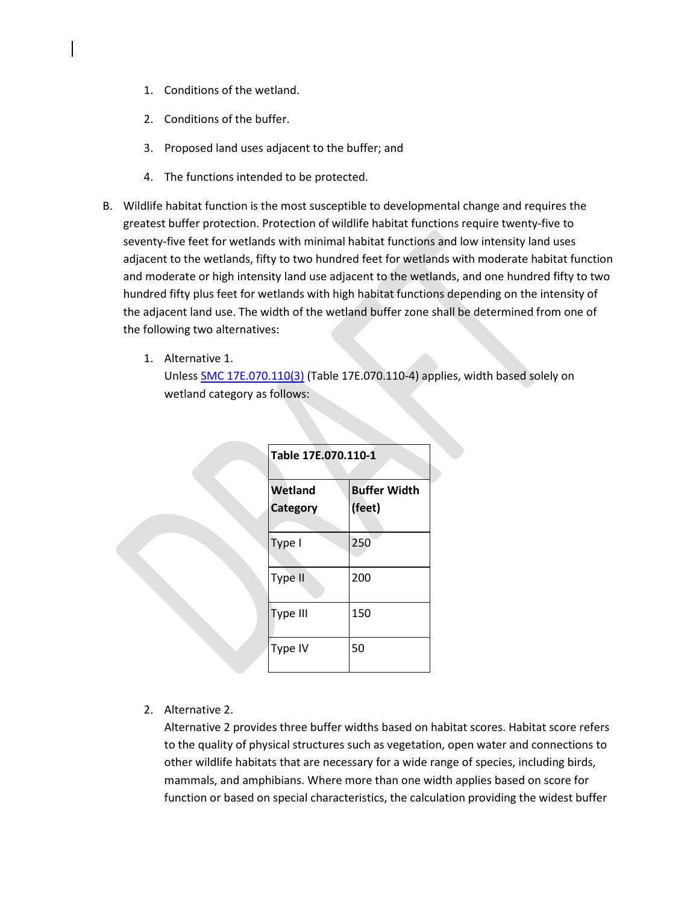1. Conditions of the wetland.

2. Conditions of the buffer.

3. Proposed land uses adjacent to the buffer; and

4. The functions intended to be protected.

B. Wildlife habitat function is the most susceptible to developmental change and requires the greatest buffer protection. Protection of wildlife habitat functions require twenty-five to seventy-five feet for wetlands with minimal habitat functions and low intensity land uses adjacent to the wetlands, fifty to two hundred feet for wetlands with moderate habitat function and moderate or high intensity land use adjacent to the wetlands, and one hundred fifty to two hundred fifty plus feet for wetlands with high habitat functions depending on the intensity of the adjacent land use. The width of the wetland buffer zone shall be determined from one of the following two alternatives:

   1. Alternative 1.
      Unless SMC 17E.070.110(3) (Table 17E.070.110-4) applies, width based solely on wetland category as follows:

      | Table 17E.070.110-1 | |
      |---|---|
      | **Wetland Category** | **Buffer Width (feet)** |
      | Type I | 250 |
      | Type II | 200 |
      | Type III | 150 |
      | Type IV | 50 |

   2. Alternative 2.
      Alternative 2 provides three buffer widths based on habitat scores. Habitat score refers to the quality of physical structures such as vegetation, open water and connections to other wildlife habitats that are necessary for a wide range of species, including birds, mammals, and amphibians. Where more than one width applies based on score for function or based on special characteristics, the calculation providing the widest buffer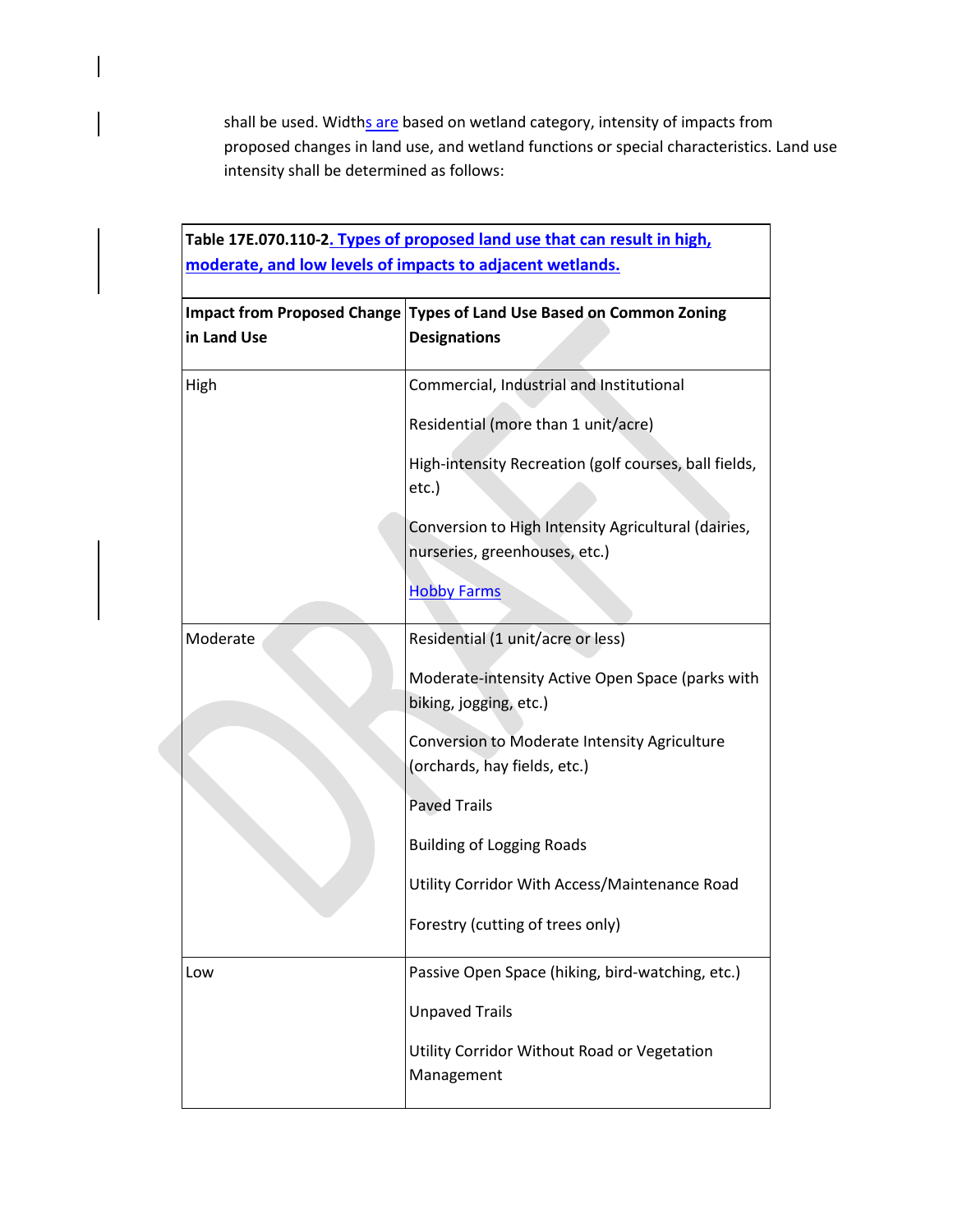shall be used. Widths are based on wetland category, intensity of impacts from proposed changes in land use, and wetland functions or special characteristics. Land use intensity shall be determined as follows:

**Table 17E.070.110-2. Types of proposed land use that can result in high, moderate, and low levels of impacts to adjacent wetlands.**

| Impact from Proposed Change in Land Use | Types of Land Use Based on Common Zoning Designations |
|---|---|
| High | Commercial, Industrial and Institutional<br><br>Residential (more than 1 unit/acre)<br><br>High-intensity Recreation (golf courses, ball fields, etc.)<br><br>Conversion to High Intensity Agricultural (dairies, nurseries, greenhouses, etc.)<br><br>Hobby Farms |
| Moderate | Residential (1 unit/acre or less)<br><br>Moderate-intensity Active Open Space (parks with biking, jogging, etc.)<br><br>Conversion to Moderate Intensity Agriculture (orchards, hay fields, etc.)<br><br>Paved Trails<br><br>Building of Logging Roads<br><br>Utility Corridor With Access/Maintenance Road<br><br>Forestry (cutting of trees only) |
| Low | Passive Open Space (hiking, bird-watching, etc.)<br><br>Unpaved Trails<br><br>Utility Corridor Without Road or Vegetation Management |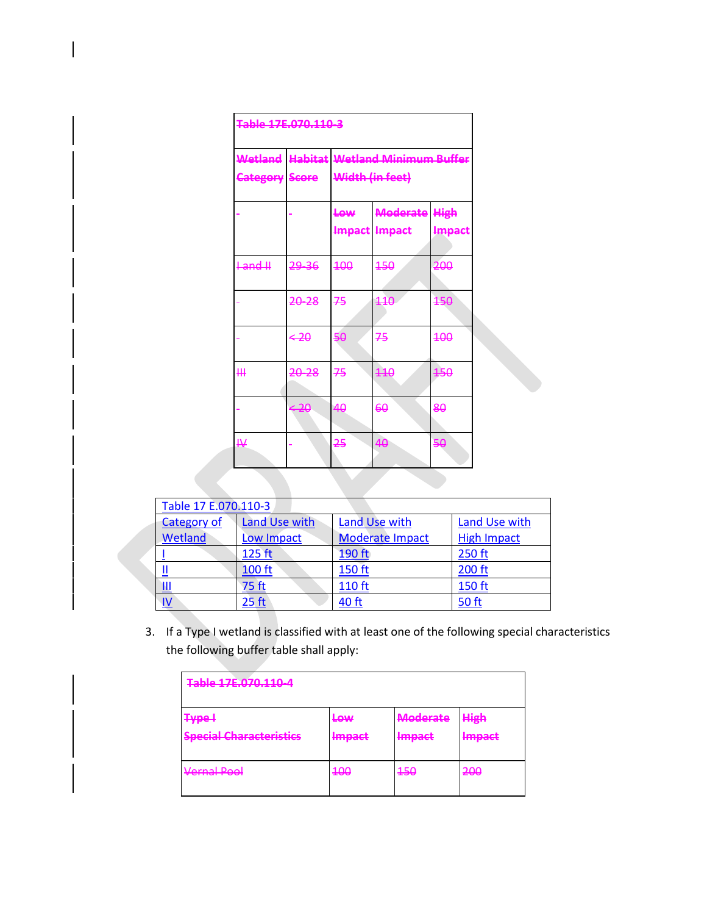| Table 17E.070.110-3 | | | | |
| --- | --- | --- | --- | --- |
| Wetland Category | Habitat Score | Wetland Minimum Buffer Width (in feet) | | |
| - | - | Low Impact | Moderate Impact | High Impact |
| I and II | 29-36 | 100 | 150 | 200 |
| - | 20-28 | 75 | 110 | 150 |
| - | < 20 | 50 | 75 | 100 |
| III | 20-28 | 75 | 110 | 150 |
| - | < 20 | 40 | 60 | 80 |
| IV | - | 25 | 40 | 50 |

| Table 17 E.070.110-3 | | | |
| --- | --- | --- | --- |
| Category of Wetland | Land Use with Low Impact | Land Use with Moderate Impact | Land Use with High Impact |
| I | 125 ft | 190 ft | 250 ft |
| II | 100 ft | 150 ft | 200 ft |
| III | 75 ft | 110 ft | 150 ft |
| IV | 25 ft | 40 ft | 50 ft |

3. If a Type I wetland is classified with at least one of the following special characteristics the following buffer table shall apply:

| Table 17E.070.110-4 | | | |
| --- | --- | --- | --- |
| Type I Special Characteristics | Low Impact | Moderate Impact | High Impact |
| Vernal Pool | 100 | 150 | 200 |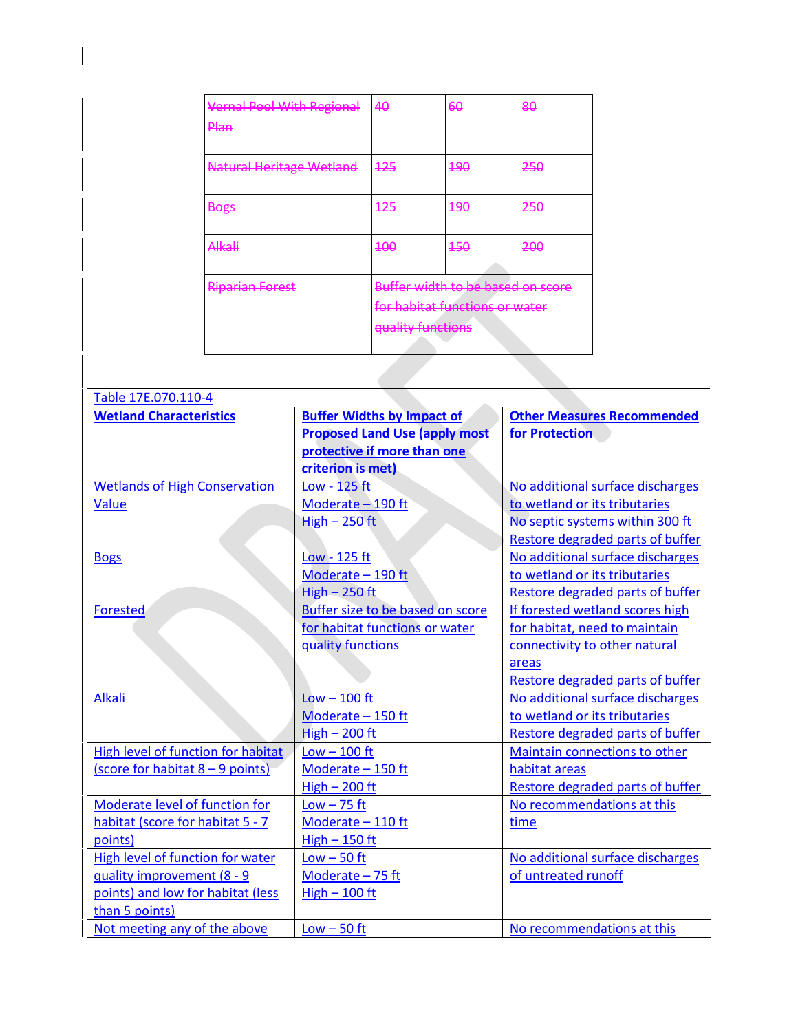| ~~Vernal Pool With Regional Plan~~ | ~~40~~ | ~~60~~ | ~~80~~ |
|---|---|---|---|
| ~~Natural Heritage Wetland~~ | ~~125~~ | ~~190~~ | ~~250~~ |
| ~~Bogs~~ | ~~125~~ | ~~190~~ | ~~250~~ |
| ~~Alkali~~ | ~~100~~ | ~~150~~ | ~~200~~ |
| ~~Riparian Forest~~ | ~~Buffer width to be based on score for habitat functions or water quality functions~~ | | |

Table 17E.070.110-4

| **Wetland Characteristics** | **Buffer Widths by Impact of Proposed Land Use (apply most protective if more than one criterion is met)** | **Other Measures Recommended for Protection** |
|---|---|---|
| Wetlands of High Conservation Value | Low - 125 ft<br>Moderate – 190 ft<br>High – 250 ft | No additional surface discharges to wetland or its tributaries<br>No septic systems within 300 ft<br>Restore degraded parts of buffer |
| Bogs | Low - 125 ft<br>Moderate – 190 ft<br>High – 250 ft | No additional surface discharges to wetland or its tributaries<br>Restore degraded parts of buffer |
| Forested | Buffer size to be based on score for habitat functions or water quality functions | If forested wetland scores high for habitat, need to maintain connectivity to other natural areas<br>Restore degraded parts of buffer |
| Alkali | Low – 100 ft<br>Moderate – 150 ft<br>High – 200 ft | No additional surface discharges to wetland or its tributaries<br>Restore degraded parts of buffer |
| High level of function for habitat (score for habitat 8 – 9 points) | Low – 100 ft<br>Moderate – 150 ft<br>High – 200 ft | Maintain connections to other habitat areas<br>Restore degraded parts of buffer |
| Moderate level of function for habitat (score for habitat 5 - 7 points) | Low – 75 ft<br>Moderate – 110 ft<br>High – 150 ft | No recommendations at this time |
| High level of function for water quality improvement (8 - 9 points) and low for habitat (less than 5 points) | Low – 50 ft<br>Moderate – 75 ft<br>High – 100 ft | No additional surface discharges of untreated runoff |
| Not meeting any of the above | Low – 50 ft | No recommendations at this |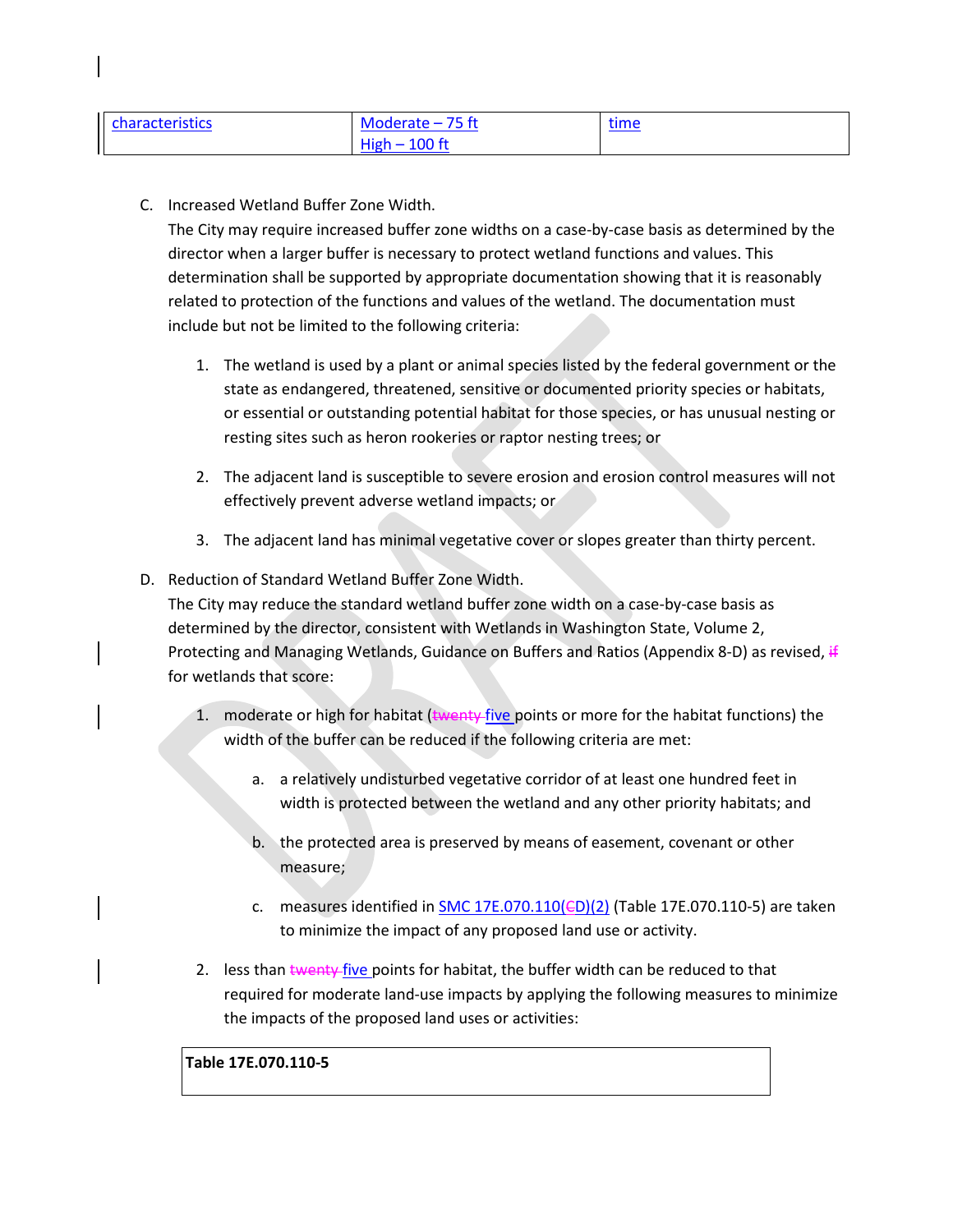| characteristics | Moderate – 75 ft<br>High – 100 ft | time |
|---|---|---|

C. Increased Wetland Buffer Zone Width.
The City may require increased buffer zone widths on a case-by-case basis as determined by the director when a larger buffer is necessary to protect wetland functions and values. This determination shall be supported by appropriate documentation showing that it is reasonably related to protection of the functions and values of the wetland. The documentation must include but not be limited to the following criteria:

1. The wetland is used by a plant or animal species listed by the federal government or the state as endangered, threatened, sensitive or documented priority species or habitats, or essential or outstanding potential habitat for those species, or has unusual nesting or resting sites such as heron rookeries or raptor nesting trees; or

2. The adjacent land is susceptible to severe erosion and erosion control measures will not effectively prevent adverse wetland impacts; or

3. The adjacent land has minimal vegetative cover or slopes greater than thirty percent.

D. Reduction of Standard Wetland Buffer Zone Width.
The City may reduce the standard wetland buffer zone width on a case-by-case basis as determined by the director, consistent with Wetlands in Washington State, Volume 2, Protecting and Managing Wetlands, Guidance on Buffers and Ratios (Appendix 8-D) as revised, ~~if~~ for wetlands that score:

1. moderate or high for habitat (~~twenty~~ five points or more for the habitat functions) the width of the buffer can be reduced if the following criteria are met:

   a. a relatively undisturbed vegetative corridor of at least one hundred feet in width is protected between the wetland and any other priority habitats; and

   b. the protected area is preserved by means of easement, covenant or other measure;

   c. measures identified in SMC 17E.070.110(~~C~~D)(2) (Table 17E.070.110-5) are taken to minimize the impact of any proposed land use or activity.

2. less than ~~twenty~~ five points for habitat, the buffer width can be reduced to that required for moderate land-use impacts by applying the following measures to minimize the impacts of the proposed land uses or activities:

| Table 17E.070.110-5 |
|---|
| |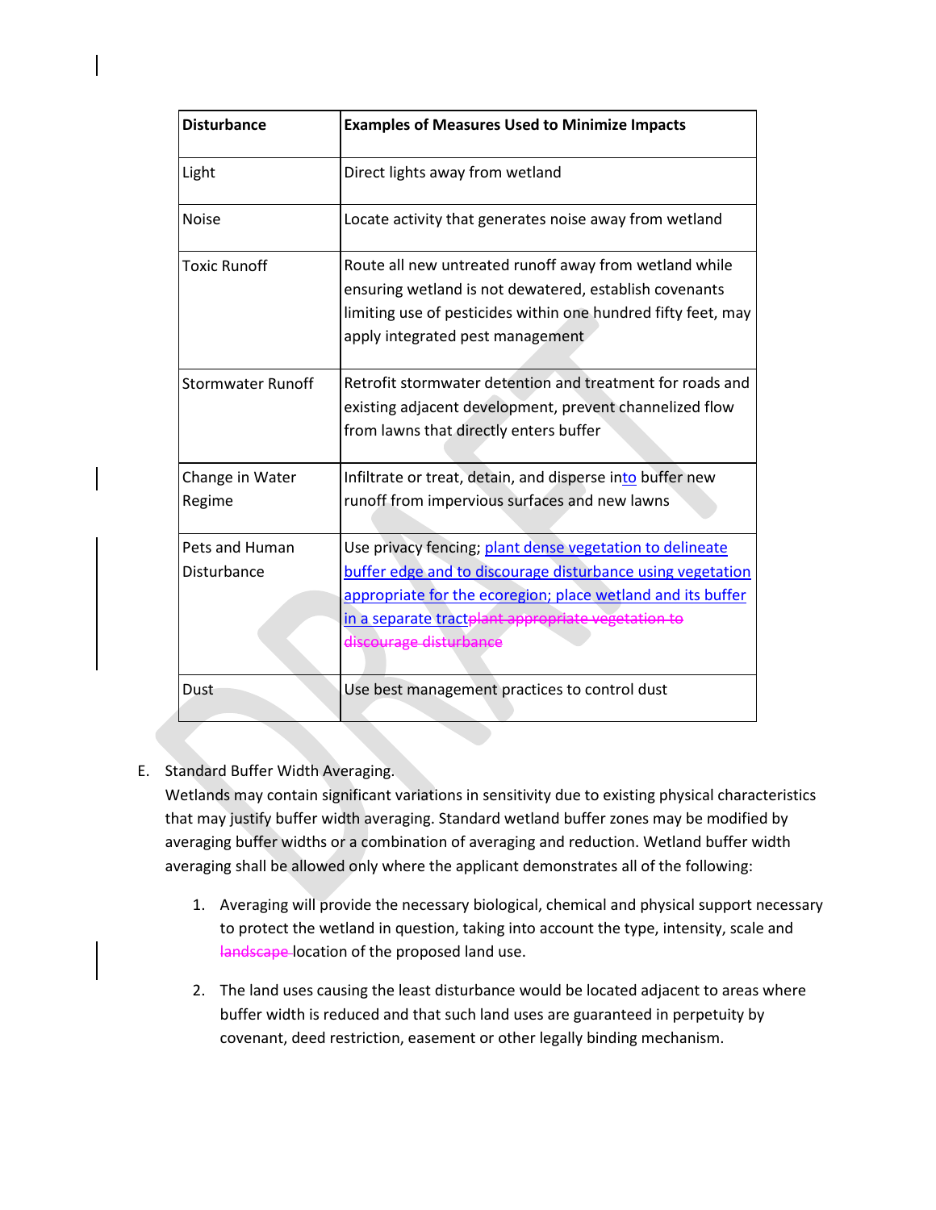| Disturbance | Examples of Measures Used to Minimize Impacts |
|---|---|
| Light | Direct lights away from wetland |
| Noise | Locate activity that generates noise away from wetland |
| Toxic Runoff | Route all new untreated runoff away from wetland while ensuring wetland is not dewatered, establish covenants limiting use of pesticides within one hundred fifty feet, may apply integrated pest management |
| Stormwater Runoff | Retrofit stormwater detention and treatment for roads and existing adjacent development, prevent channelized flow from lawns that directly enters buffer |
| Change in Water Regime | Infiltrate or treat, detain, and disperse into buffer new runoff from impervious surfaces and new lawns |
| Pets and Human Disturbance | Use privacy fencing; plant dense vegetation to delineate buffer edge and to discourage disturbance using vegetation appropriate for the ecoregion; place wetland and its buffer in a separate tract~~plant appropriate vegetation to discourage disturbance~~ |
| Dust | Use best management practices to control dust |

E. Standard Buffer Width Averaging.

Wetlands may contain significant variations in sensitivity due to existing physical characteristics that may justify buffer width averaging. Standard wetland buffer zones may be modified by averaging buffer widths or a combination of averaging and reduction. Wetland buffer width averaging shall be allowed only where the applicant demonstrates all of the following:

1. Averaging will provide the necessary biological, chemical and physical support necessary to protect the wetland in question, taking into account the type, intensity, scale and ~~landscape~~ location of the proposed land use.

2. The land uses causing the least disturbance would be located adjacent to areas where buffer width is reduced and that such land uses are guaranteed in perpetuity by covenant, deed restriction, easement or other legally binding mechanism.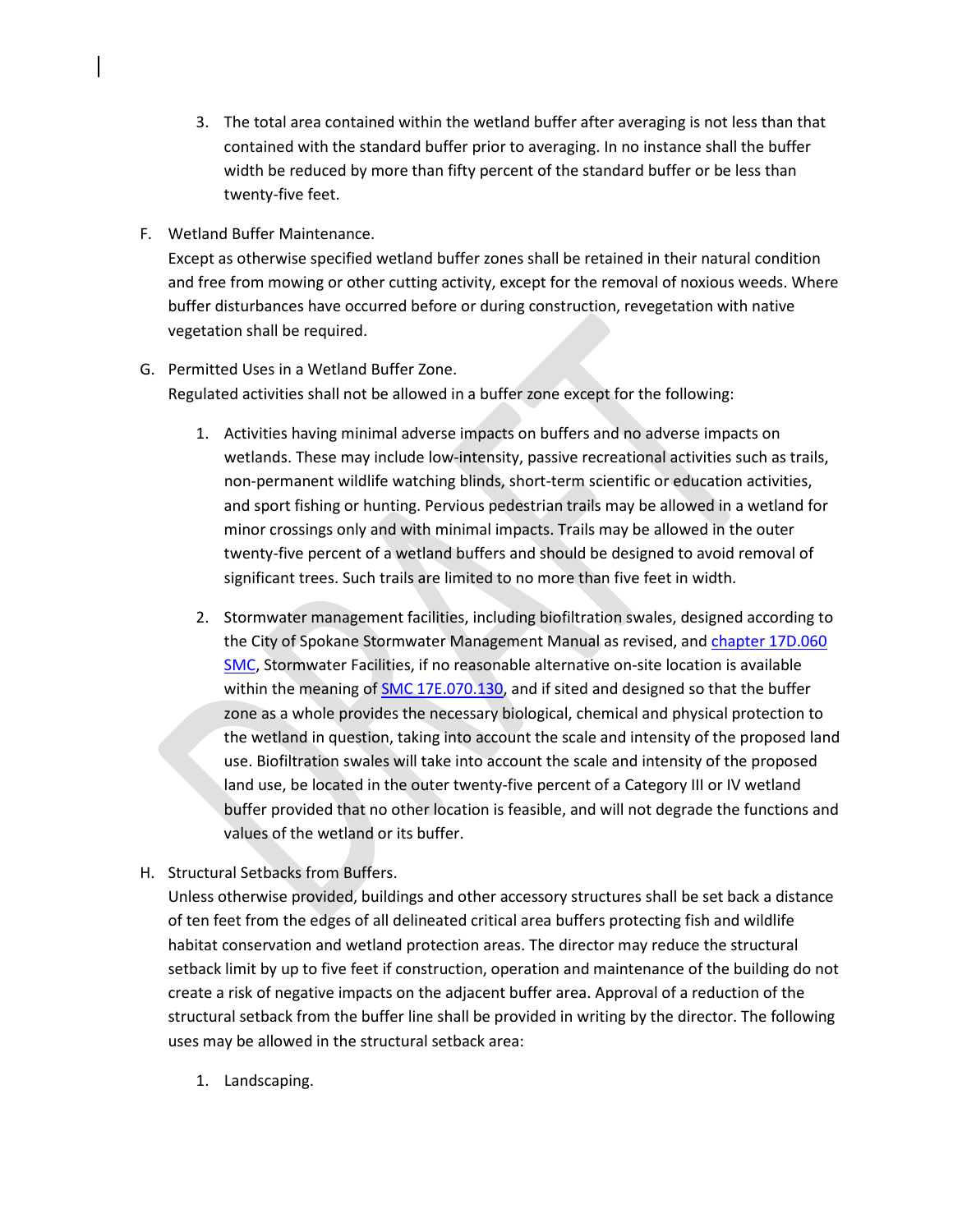3. The total area contained within the wetland buffer after averaging is not less than that contained with the standard buffer prior to averaging. In no instance shall the buffer width be reduced by more than fifty percent of the standard buffer or be less than twenty-five feet.

F. Wetland Buffer Maintenance.
Except as otherwise specified wetland buffer zones shall be retained in their natural condition and free from mowing or other cutting activity, except for the removal of noxious weeds. Where buffer disturbances have occurred before or during construction, revegetation with native vegetation shall be required.

G. Permitted Uses in a Wetland Buffer Zone.
Regulated activities shall not be allowed in a buffer zone except for the following:

1. Activities having minimal adverse impacts on buffers and no adverse impacts on wetlands. These may include low-intensity, passive recreational activities such as trails, non-permanent wildlife watching blinds, short-term scientific or education activities, and sport fishing or hunting. Pervious pedestrian trails may be allowed in a wetland for minor crossings only and with minimal impacts. Trails may be allowed in the outer twenty-five percent of a wetland buffers and should be designed to avoid removal of significant trees. Such trails are limited to no more than five feet in width.

2. Stormwater management facilities, including biofiltration swales, designed according to the City of Spokane Stormwater Management Manual as revised, and chapter 17D.060 SMC, Stormwater Facilities, if no reasonable alternative on-site location is available within the meaning of SMC 17E.070.130, and if sited and designed so that the buffer zone as a whole provides the necessary biological, chemical and physical protection to the wetland in question, taking into account the scale and intensity of the proposed land use. Biofiltration swales will take into account the scale and intensity of the proposed land use, be located in the outer twenty-five percent of a Category III or IV wetland buffer provided that no other location is feasible, and will not degrade the functions and values of the wetland or its buffer.

H. Structural Setbacks from Buffers.
Unless otherwise provided, buildings and other accessory structures shall be set back a distance of ten feet from the edges of all delineated critical area buffers protecting fish and wildlife habitat conservation and wetland protection areas. The director may reduce the structural setback limit by up to five feet if construction, operation and maintenance of the building do not create a risk of negative impacts on the adjacent buffer area. Approval of a reduction of the structural setback from the buffer line shall be provided in writing by the director. The following uses may be allowed in the structural setback area:

1. Landscaping.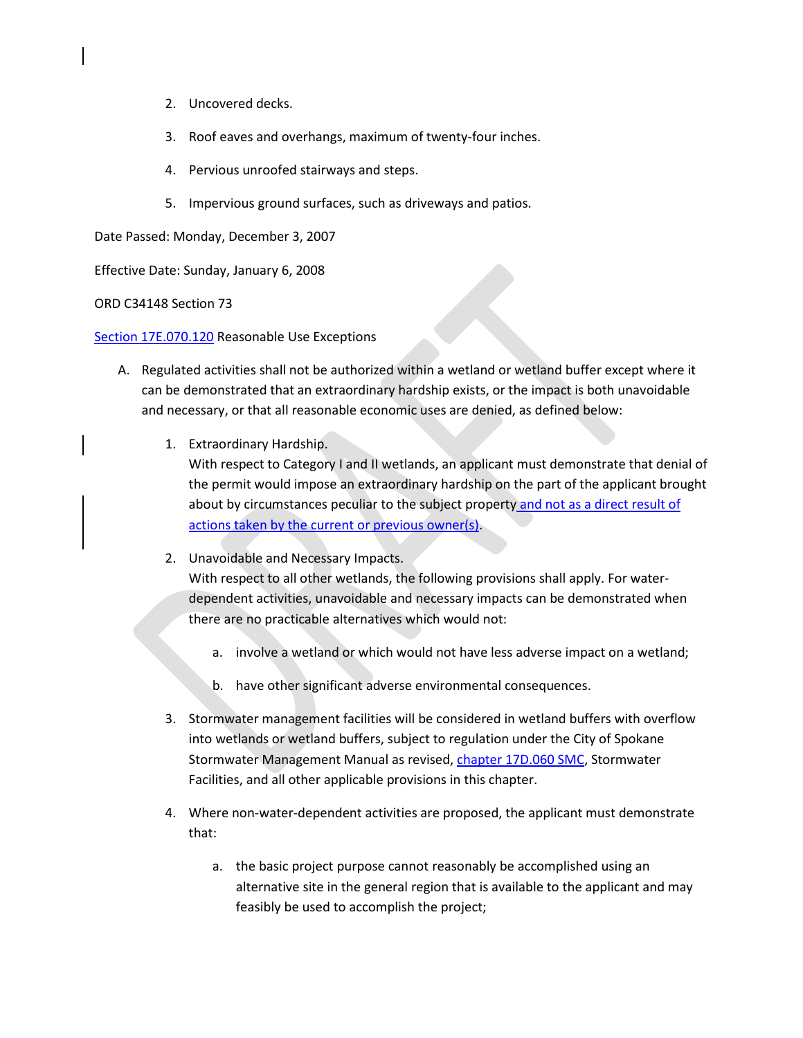2. Uncovered decks.

3. Roof eaves and overhangs, maximum of twenty-four inches.

4. Pervious unroofed stairways and steps.

5. Impervious ground surfaces, such as driveways and patios.

Date Passed: Monday, December 3, 2007

Effective Date: Sunday, January 6, 2008

ORD C34148 Section 73

Section 17E.070.120 Reasonable Use Exceptions

A. Regulated activities shall not be authorized within a wetland or wetland buffer except where it can be demonstrated that an extraordinary hardship exists, or the impact is both unavoidable and necessary, or that all reasonable economic uses are denied, as defined below:

   1. Extraordinary Hardship.
      With respect to Category I and II wetlands, an applicant must demonstrate that denial of the permit would impose an extraordinary hardship on the part of the applicant brought about by circumstances peculiar to the subject property and not as a direct result of actions taken by the current or previous owner(s).

   2. Unavoidable and Necessary Impacts.
      With respect to all other wetlands, the following provisions shall apply. For water-dependent activities, unavoidable and necessary impacts can be demonstrated when there are no practicable alternatives which would not:

      a. involve a wetland or which would not have less adverse impact on a wetland;

      b. have other significant adverse environmental consequences.

   3. Stormwater management facilities will be considered in wetland buffers with overflow into wetlands or wetland buffers, subject to regulation under the City of Spokane Stormwater Management Manual as revised, chapter 17D.060 SMC, Stormwater Facilities, and all other applicable provisions in this chapter.

   4. Where non-water-dependent activities are proposed, the applicant must demonstrate that:

      a. the basic project purpose cannot reasonably be accomplished using an alternative site in the general region that is available to the applicant and may feasibly be used to accomplish the project;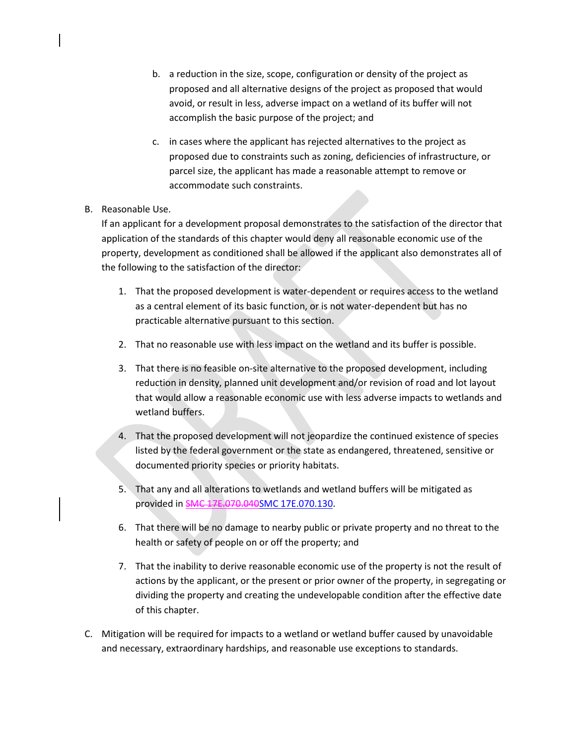b. a reduction in the size, scope, configuration or density of the project as proposed and all alternative designs of the project as proposed that would avoid, or result in less, adverse impact on a wetland of its buffer will not accomplish the basic purpose of the project; and

c. in cases where the applicant has rejected alternatives to the project as proposed due to constraints such as zoning, deficiencies of infrastructure, or parcel size, the applicant has made a reasonable attempt to remove or accommodate such constraints.

B. Reasonable Use.
If an applicant for a development proposal demonstrates to the satisfaction of the director that application of the standards of this chapter would deny all reasonable economic use of the property, development as conditioned shall be allowed if the applicant also demonstrates all of the following to the satisfaction of the director:

1. That the proposed development is water-dependent or requires access to the wetland as a central element of its basic function, or is not water-dependent but has no practicable alternative pursuant to this section.

2. That no reasonable use with less impact on the wetland and its buffer is possible.

3. That there is no feasible on-site alternative to the proposed development, including reduction in density, planned unit development and/or revision of road and lot layout that would allow a reasonable economic use with less adverse impacts to wetlands and wetland buffers.

4. That the proposed development will not jeopardize the continued existence of species listed by the federal government or the state as endangered, threatened, sensitive or documented priority species or priority habitats.

5. That any and all alterations to wetlands and wetland buffers will be mitigated as provided in ~~SMC 17E.070.040~~SMC 17E.070.130.

6. That there will be no damage to nearby public or private property and no threat to the health or safety of people on or off the property; and

7. That the inability to derive reasonable economic use of the property is not the result of actions by the applicant, or the present or prior owner of the property, in segregating or dividing the property and creating the undevelopable condition after the effective date of this chapter.

C. Mitigation will be required for impacts to a wetland or wetland buffer caused by unavoidable and necessary, extraordinary hardships, and reasonable use exceptions to standards.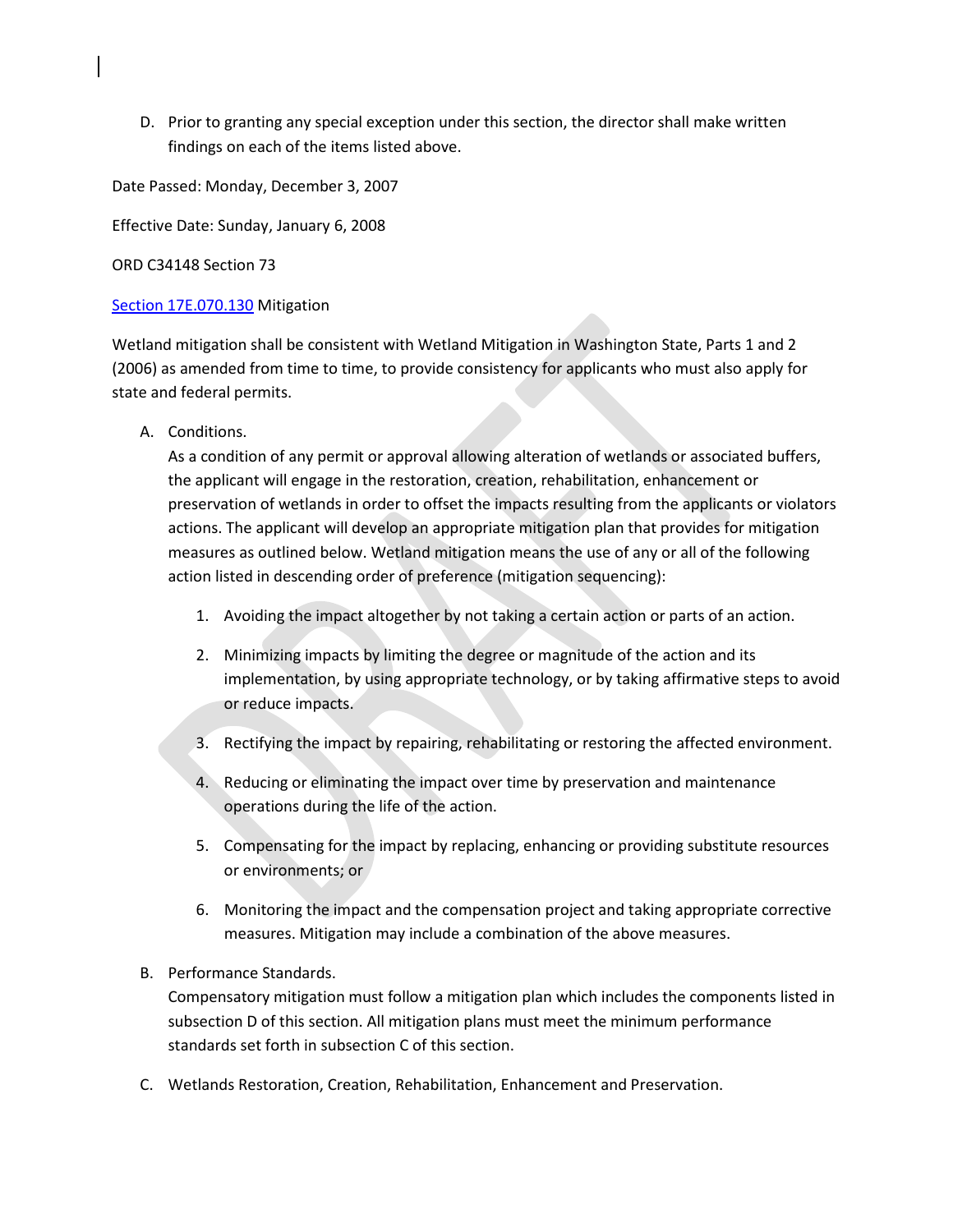D. Prior to granting any special exception under this section, the director shall make written findings on each of the items listed above.

Date Passed: Monday, December 3, 2007

Effective Date: Sunday, January 6, 2008

ORD C34148 Section 73

Section 17E.070.130 Mitigation

Wetland mitigation shall be consistent with Wetland Mitigation in Washington State, Parts 1 and 2 (2006) as amended from time to time, to provide consistency for applicants who must also apply for state and federal permits.

A. Conditions.
   As a condition of any permit or approval allowing alteration of wetlands or associated buffers, the applicant will engage in the restoration, creation, rehabilitation, enhancement or preservation of wetlands in order to offset the impacts resulting from the applicants or violators actions. The applicant will develop an appropriate mitigation plan that provides for mitigation measures as outlined below. Wetland mitigation means the use of any or all of the following action listed in descending order of preference (mitigation sequencing):

   1. Avoiding the impact altogether by not taking a certain action or parts of an action.

   2. Minimizing impacts by limiting the degree or magnitude of the action and its implementation, by using appropriate technology, or by taking affirmative steps to avoid or reduce impacts.

   3. Rectifying the impact by repairing, rehabilitating or restoring the affected environment.

   4. Reducing or eliminating the impact over time by preservation and maintenance operations during the life of the action.

   5. Compensating for the impact by replacing, enhancing or providing substitute resources or environments; or

   6. Monitoring the impact and the compensation project and taking appropriate corrective measures. Mitigation may include a combination of the above measures.

B. Performance Standards.
   Compensatory mitigation must follow a mitigation plan which includes the components listed in subsection D of this section. All mitigation plans must meet the minimum performance standards set forth in subsection C of this section.

C. Wetlands Restoration, Creation, Rehabilitation, Enhancement and Preservation.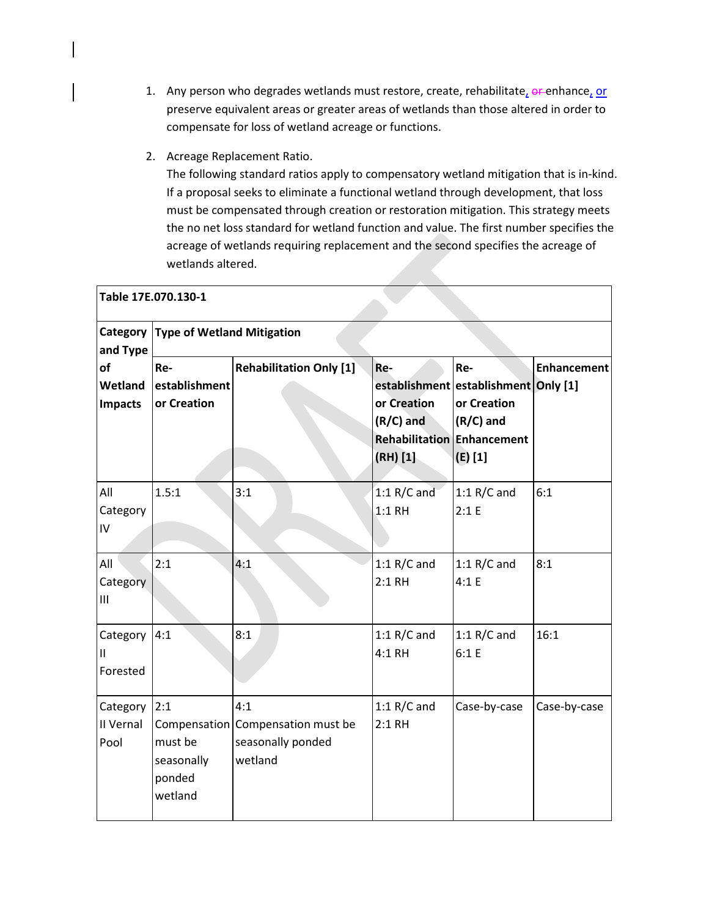1. Any person who degrades wetlands must restore, create, rehabilitate, ~~or~~ enhance, or preserve equivalent areas or greater areas of wetlands than those altered in order to compensate for loss of wetland acreage or functions.

2. Acreage Replacement Ratio.
   The following standard ratios apply to compensatory wetland mitigation that is in-kind. If a proposal seeks to eliminate a functional wetland through development, that loss must be compensated through creation or restoration mitigation. This strategy meets the no net loss standard for wetland function and value. The first number specifies the acreage of wetlands requiring replacement and the second specifies the acreage of wetlands altered.

| **Table 17E.070.130-1** | | | | | |
|---|---|---|---|---|---|
| **Category and Type of Wetland Impacts** | **Type of Wetland Mitigation** | | | | |
| | **Re-establishment or Creation** | **Rehabilitation Only [1]** | **Re-establishment or Creation (R/C) and Rehabilitation (RH) [1]** | **Re-establishment or Creation (R/C) and Enhancement (E) [1]** | **Enhancement Only [1]** |
| All Category IV | 1.5:1 | 3:1 | 1:1 R/C and 1:1 RH | 1:1 R/C and 2:1 E | 6:1 |
| All Category III | 2:1 | 4:1 | 1:1 R/C and 2:1 RH | 1:1 R/C and 4:1 E | 8:1 |
| Category II Forested | 4:1 | 8:1 | 1:1 R/C and 4:1 RH | 1:1 R/C and 6:1 E | 16:1 |
| Category II Vernal Pool | 2:1 Compensation must be seasonally ponded wetland | 4:1 Compensation must be seasonally ponded wetland | 1:1 R/C and 2:1 RH | Case-by-case | Case-by-case |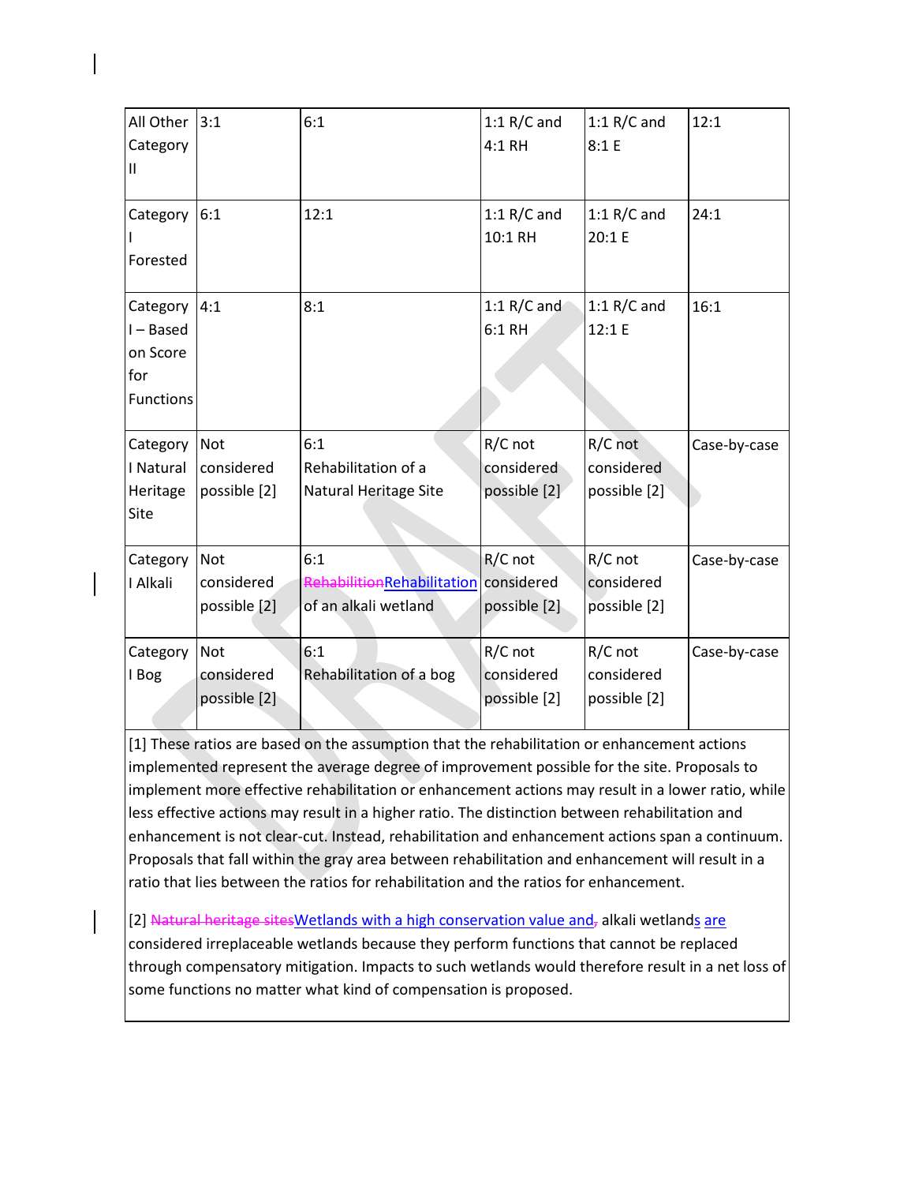| All Other Category II | 3:1 | 6:1 | 1:1 R/C and 4:1 RH | 1:1 R/C and 8:1 E | 12:1 |
|---|---|---|---|---|---|
| Category I Forested | 6:1 | 12:1 | 1:1 R/C and 10:1 RH | 1:1 R/C and 20:1 E | 24:1 |
| Category I – Based on Score for Functions | 4:1 | 8:1 | 1:1 R/C and 6:1 RH | 1:1 R/C and 12:1 E | 16:1 |
| Category I Natural Heritage Site | Not considered possible [2] | 6:1 Rehabilitation of a Natural Heritage Site | R/C not considered possible [2] | R/C not considered possible [2] | Case-by-case |
| Category I Alkali | Not considered possible [2] | 6:1 ~~Rehabilition~~Rehabilitation of an alkali wetland | R/C not considered possible [2] | R/C not considered possible [2] | Case-by-case |
| Category I Bog | Not considered possible [2] | 6:1 Rehabilitation of a bog | R/C not considered possible [2] | R/C not considered possible [2] | Case-by-case |

[1] These ratios are based on the assumption that the rehabilitation or enhancement actions implemented represent the average degree of improvement possible for the site. Proposals to implement more effective rehabilitation or enhancement actions may result in a lower ratio, while less effective actions may result in a higher ratio. The distinction between rehabilitation and enhancement is not clear-cut. Instead, rehabilitation and enhancement actions span a continuum. Proposals that fall within the gray area between rehabilitation and enhancement will result in a ratio that lies between the ratios for rehabilitation and the ratios for enhancement.

[2] ~~Natural heritage sites~~Wetlands with a high conservation value and~~,~~ alkali wetlands are considered irreplaceable wetlands because they perform functions that cannot be replaced through compensatory mitigation. Impacts to such wetlands would therefore result in a net loss of some functions no matter what kind of compensation is proposed.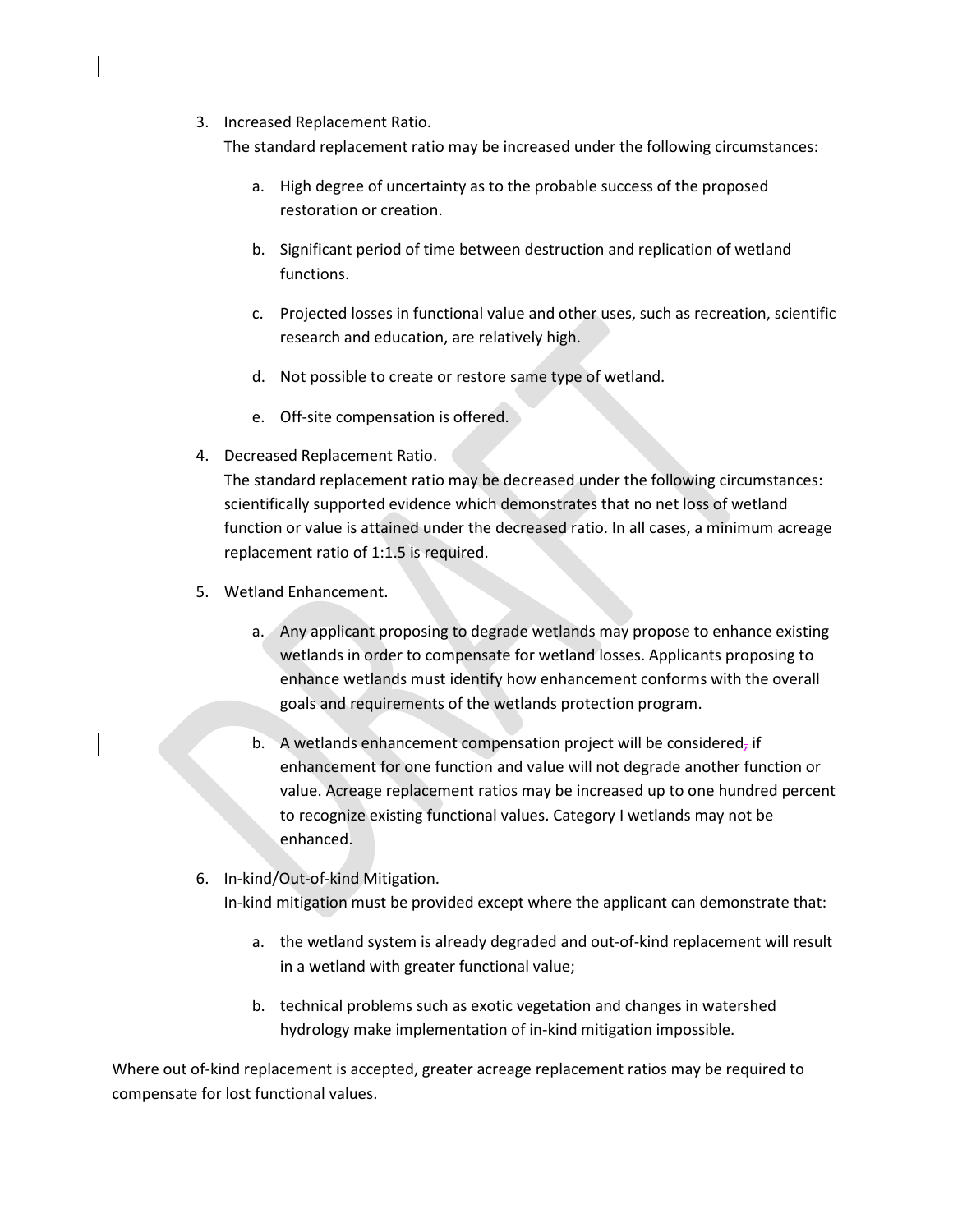3. Increased Replacement Ratio.
   The standard replacement ratio may be increased under the following circumstances:

    a. High degree of uncertainty as to the probable success of the proposed restoration or creation.

    b. Significant period of time between destruction and replication of wetland functions.

    c. Projected losses in functional value and other uses, such as recreation, scientific research and education, are relatively high.

    d. Not possible to create or restore same type of wetland.

    e. Off-site compensation is offered.

4. Decreased Replacement Ratio.
   The standard replacement ratio may be decreased under the following circumstances: scientifically supported evidence which demonstrates that no net loss of wetland function or value is attained under the decreased ratio. In all cases, a minimum acreage replacement ratio of 1:1.5 is required.

5. Wetland Enhancement.

    a. Any applicant proposing to degrade wetlands may propose to enhance existing wetlands in order to compensate for wetland losses. Applicants proposing to enhance wetlands must identify how enhancement conforms with the overall goals and requirements of the wetlands protection program.

    b. A wetlands enhancement compensation project will be considered, if enhancement for one function and value will not degrade another function or value. Acreage replacement ratios may be increased up to one hundred percent to recognize existing functional values. Category I wetlands may not be enhanced.

6. In-kind/Out-of-kind Mitigation.
   In-kind mitigation must be provided except where the applicant can demonstrate that:

    a. the wetland system is already degraded and out-of-kind replacement will result in a wetland with greater functional value;

    b. technical problems such as exotic vegetation and changes in watershed hydrology make implementation of in-kind mitigation impossible.

Where out of-kind replacement is accepted, greater acreage replacement ratios may be required to compensate for lost functional values.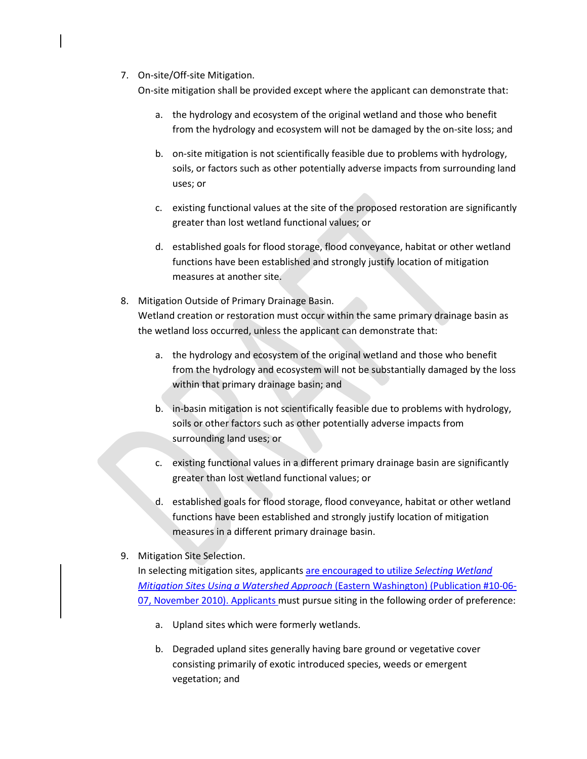7. On-site/Off-site Mitigation.
   On-site mitigation shall be provided except where the applicant can demonstrate that:

   a. the hydrology and ecosystem of the original wetland and those who benefit from the hydrology and ecosystem will not be damaged by the on-site loss; and

   b. on-site mitigation is not scientifically feasible due to problems with hydrology, soils, or factors such as other potentially adverse impacts from surrounding land uses; or

   c. existing functional values at the site of the proposed restoration are significantly greater than lost wetland functional values; or

   d. established goals for flood storage, flood conveyance, habitat or other wetland functions have been established and strongly justify location of mitigation measures at another site.

8. Mitigation Outside of Primary Drainage Basin.
   Wetland creation or restoration must occur within the same primary drainage basin as the wetland loss occurred, unless the applicant can demonstrate that:

   a. the hydrology and ecosystem of the original wetland and those who benefit from the hydrology and ecosystem will not be substantially damaged by the loss within that primary drainage basin; and

   b. in-basin mitigation is not scientifically feasible due to problems with hydrology, soils or other factors such as other potentially adverse impacts from surrounding land uses; or

   c. existing functional values in a different primary drainage basin are significantly greater than lost wetland functional values; or

   d. established goals for flood storage, flood conveyance, habitat or other wetland functions have been established and strongly justify location of mitigation measures in a different primary drainage basin.

9. Mitigation Site Selection.
   In selecting mitigation sites, applicants are encouraged to utilize *Selecting Wetland Mitigation Sites Using a Watershed Approach* (Eastern Washington) (Publication #10-06-07, November 2010). Applicants must pursue siting in the following order of preference:

   a. Upland sites which were formerly wetlands.

   b. Degraded upland sites generally having bare ground or vegetative cover consisting primarily of exotic introduced species, weeds or emergent vegetation; and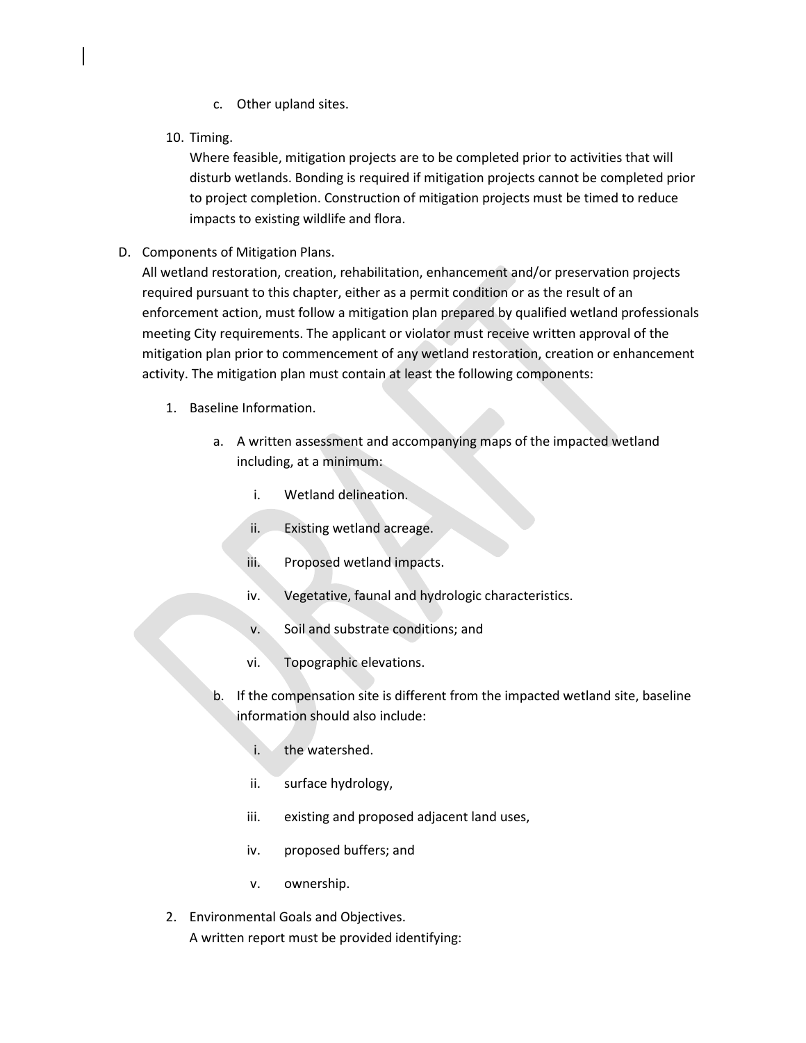c. Other upland sites.

10. Timing.
    Where feasible, mitigation projects are to be completed prior to activities that will disturb wetlands. Bonding is required if mitigation projects cannot be completed prior to project completion. Construction of mitigation projects must be timed to reduce impacts to existing wildlife and flora.

D. Components of Mitigation Plans.
   All wetland restoration, creation, rehabilitation, enhancement and/or preservation projects required pursuant to this chapter, either as a permit condition or as the result of an enforcement action, must follow a mitigation plan prepared by qualified wetland professionals meeting City requirements. The applicant or violator must receive written approval of the mitigation plan prior to commencement of any wetland restoration, creation or enhancement activity. The mitigation plan must contain at least the following components:

   1. Baseline Information.

      a. A written assessment and accompanying maps of the impacted wetland including, at a minimum:

         i. Wetland delineation.

         ii. Existing wetland acreage.

         iii. Proposed wetland impacts.

         iv. Vegetative, faunal and hydrologic characteristics.

         v. Soil and substrate conditions; and

         vi. Topographic elevations.

      b. If the compensation site is different from the impacted wetland site, baseline information should also include:

         i. the watershed.

         ii. surface hydrology,

         iii. existing and proposed adjacent land uses,

         iv. proposed buffers; and

         v. ownership.

   2. Environmental Goals and Objectives.
      A written report must be provided identifying: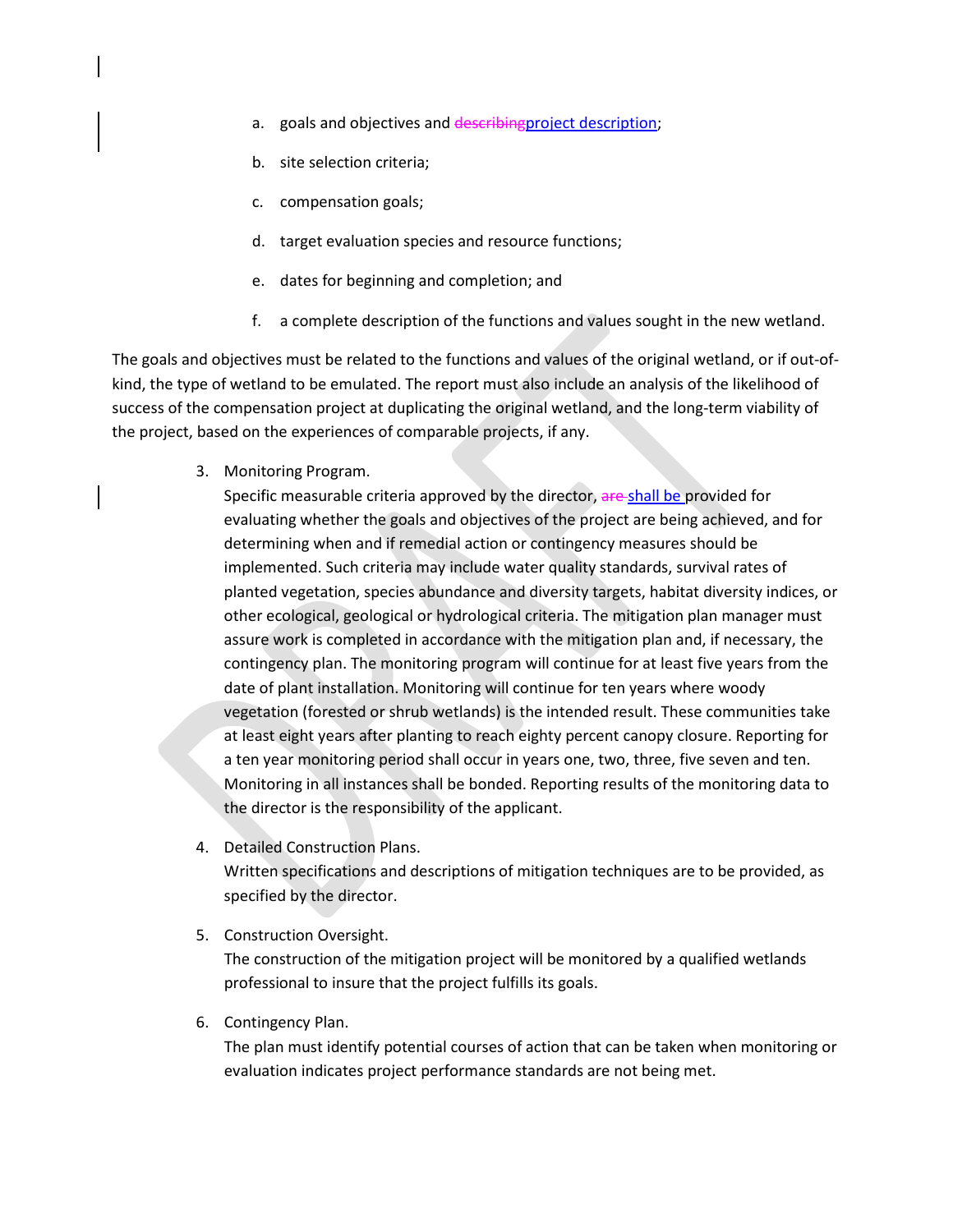a. goals and objectives and ~~describing~~project description;

b. site selection criteria;

c. compensation goals;

d. target evaluation species and resource functions;

e. dates for beginning and completion; and

f. a complete description of the functions and values sought in the new wetland.

The goals and objectives must be related to the functions and values of the original wetland, or if out-of-kind, the type of wetland to be emulated. The report must also include an analysis of the likelihood of success of the compensation project at duplicating the original wetland, and the long-term viability of the project, based on the experiences of comparable projects, if any.

3. Monitoring Program.
   Specific measurable criteria approved by the director, ~~are~~ shall be provided for evaluating whether the goals and objectives of the project are being achieved, and for determining when and if remedial action or contingency measures should be implemented. Such criteria may include water quality standards, survival rates of planted vegetation, species abundance and diversity targets, habitat diversity indices, or other ecological, geological or hydrological criteria. The mitigation plan manager must assure work is completed in accordance with the mitigation plan and, if necessary, the contingency plan. The monitoring program will continue for at least five years from the date of plant installation. Monitoring will continue for ten years where woody vegetation (forested or shrub wetlands) is the intended result. These communities take at least eight years after planting to reach eighty percent canopy closure. Reporting for a ten year monitoring period shall occur in years one, two, three, five seven and ten. Monitoring in all instances shall be bonded. Reporting results of the monitoring data to the director is the responsibility of the applicant.

4. Detailed Construction Plans.
   Written specifications and descriptions of mitigation techniques are to be provided, as specified by the director.

5. Construction Oversight.
   The construction of the mitigation project will be monitored by a qualified wetlands professional to insure that the project fulfills its goals.

6. Contingency Plan.
   The plan must identify potential courses of action that can be taken when monitoring or evaluation indicates project performance standards are not being met.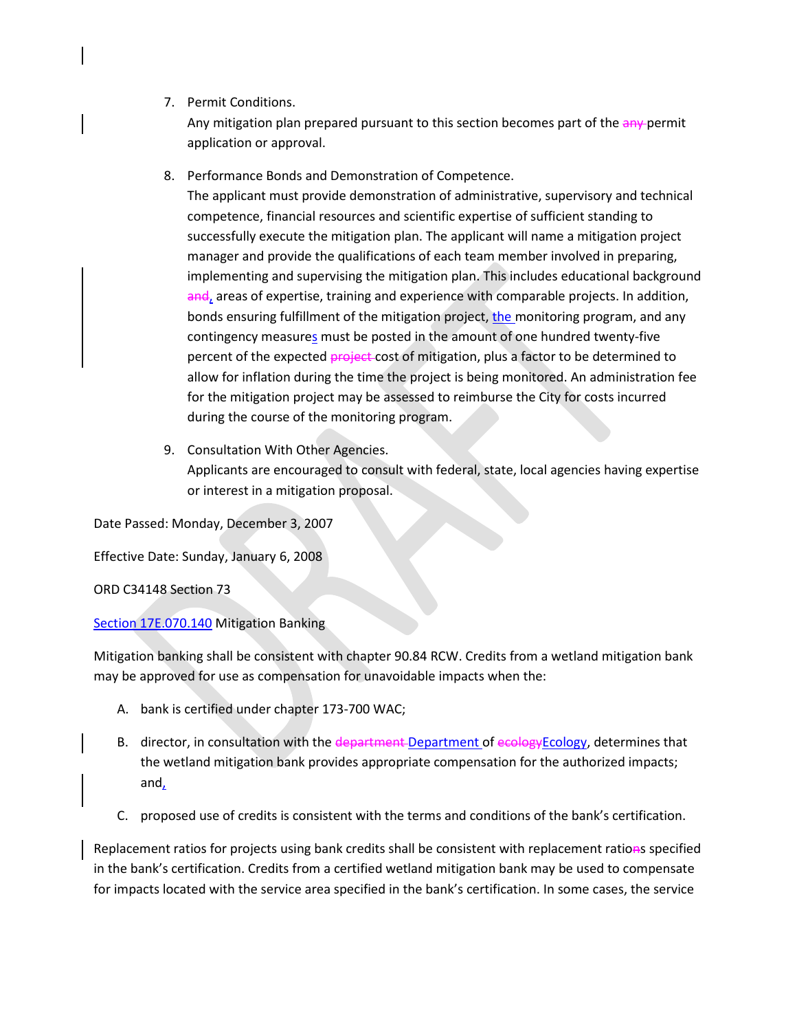7. Permit Conditions.
   Any mitigation plan prepared pursuant to this section becomes part of the ~~any~~ permit application or approval.

8. Performance Bonds and Demonstration of Competence.
   The applicant must provide demonstration of administrative, supervisory and technical competence, financial resources and scientific expertise of sufficient standing to successfully execute the mitigation plan. The applicant will name a mitigation project manager and provide the qualifications of each team member involved in preparing, implementing and supervising the mitigation plan. This includes educational background ~~and~~, areas of expertise, training and experience with comparable projects. In addition, bonds ensuring fulfillment of the mitigation project, the monitoring program, and any contingency measures must be posted in the amount of one hundred twenty-five percent of the expected ~~project~~ cost of mitigation, plus a factor to be determined to allow for inflation during the time the project is being monitored. An administration fee for the mitigation project may be assessed to reimburse the City for costs incurred during the course of the monitoring program.

9. Consultation With Other Agencies.
   Applicants are encouraged to consult with federal, state, local agencies having expertise or interest in a mitigation proposal.

Date Passed: Monday, December 3, 2007

Effective Date: Sunday, January 6, 2008

ORD C34148 Section 73

Section 17E.070.140 Mitigation Banking

Mitigation banking shall be consistent with chapter 90.84 RCW. Credits from a wetland mitigation bank may be approved for use as compensation for unavoidable impacts when the:

A. bank is certified under chapter 173-700 WAC;

B. director, in consultation with the ~~department~~ Department of ~~ecology~~Ecology, determines that the wetland mitigation bank provides appropriate compensation for the authorized impacts; and,

C. proposed use of credits is consistent with the terms and conditions of the bank's certification.

Replacement ratios for projects using bank credits shall be consistent with replacement ratio~~n~~s specified in the bank's certification. Credits from a certified wetland mitigation bank may be used to compensate for impacts located with the service area specified in the bank's certification. In some cases, the service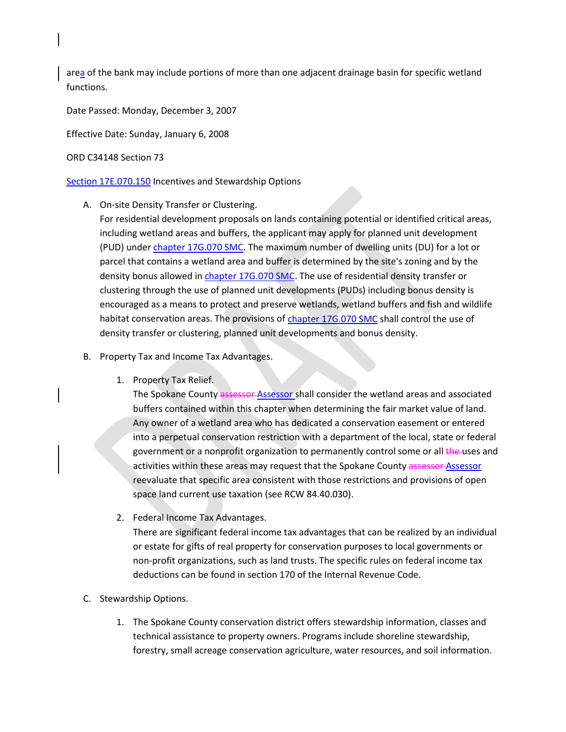area of the bank may include portions of more than one adjacent drainage basin for specific wetland functions.

Date Passed: Monday, December 3, 2007

Effective Date: Sunday, January 6, 2008

ORD C34148 Section 73

Section 17E.070.150 Incentives and Stewardship Options

A. On-site Density Transfer or Clustering.
   For residential development proposals on lands containing potential or identified critical areas, including wetland areas and buffers, the applicant may apply for planned unit development (PUD) under chapter 17G.070 SMC. The maximum number of dwelling units (DU) for a lot or parcel that contains a wetland area and buffer is determined by the site's zoning and by the density bonus allowed in chapter 17G.070 SMC. The use of residential density transfer or clustering through the use of planned unit developments (PUDs) including bonus density is encouraged as a means to protect and preserve wetlands, wetland buffers and fish and wildlife habitat conservation areas. The provisions of chapter 17G.070 SMC shall control the use of density transfer or clustering, planned unit developments and bonus density.

B. Property Tax and Income Tax Advantages.

   1. Property Tax Relief.
      The Spokane County ~~assessor~~ Assessor shall consider the wetland areas and associated buffers contained within this chapter when determining the fair market value of land. Any owner of a wetland area who has dedicated a conservation easement or entered into a perpetual conservation restriction with a department of the local, state or federal government or a nonprofit organization to permanently control some or all ~~the~~ uses and activities within these areas may request that the Spokane County ~~assessor~~ Assessor reevaluate that specific area consistent with those restrictions and provisions of open space land current use taxation (see RCW 84.40.030).

   2. Federal Income Tax Advantages.
      There are significant federal income tax advantages that can be realized by an individual or estate for gifts of real property for conservation purposes to local governments or non-profit organizations, such as land trusts. The specific rules on federal income tax deductions can be found in section 170 of the Internal Revenue Code.

C. Stewardship Options.

   1. The Spokane County conservation district offers stewardship information, classes and technical assistance to property owners. Programs include shoreline stewardship, forestry, small acreage conservation agriculture, water resources, and soil information.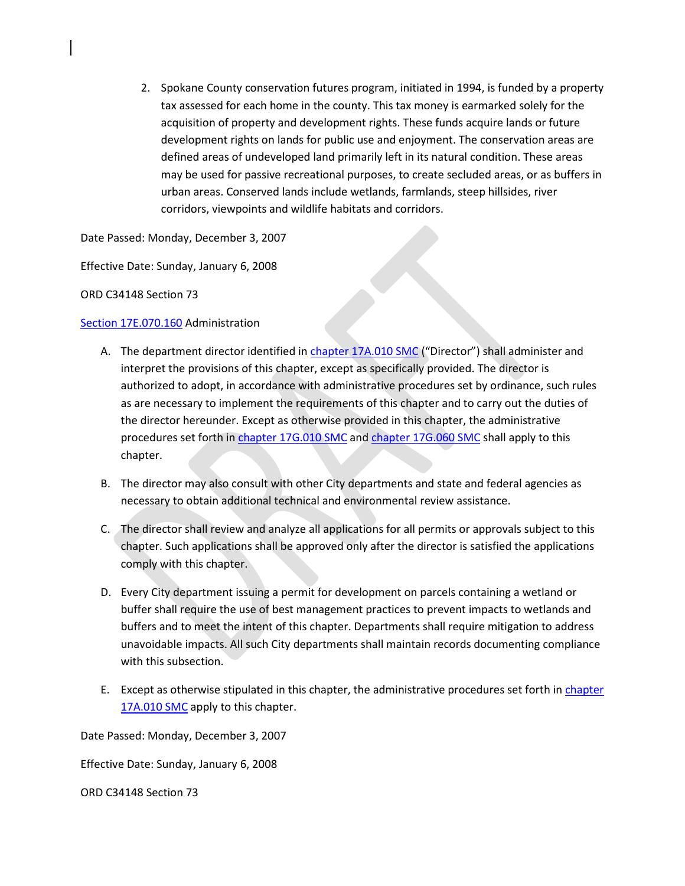2. Spokane County conservation futures program, initiated in 1994, is funded by a property tax assessed for each home in the county. This tax money is earmarked solely for the acquisition of property and development rights. These funds acquire lands or future development rights on lands for public use and enjoyment. The conservation areas are defined areas of undeveloped land primarily left in its natural condition. These areas may be used for passive recreational purposes, to create secluded areas, or as buffers in urban areas. Conserved lands include wetlands, farmlands, steep hillsides, river corridors, viewpoints and wildlife habitats and corridors.

Date Passed: Monday, December 3, 2007

Effective Date: Sunday, January 6, 2008

ORD C34148 Section 73

Section 17E.070.160 Administration

A. The department director identified in chapter 17A.010 SMC ("Director") shall administer and interpret the provisions of this chapter, except as specifically provided. The director is authorized to adopt, in accordance with administrative procedures set by ordinance, such rules as are necessary to implement the requirements of this chapter and to carry out the duties of the director hereunder. Except as otherwise provided in this chapter, the administrative procedures set forth in chapter 17G.010 SMC and chapter 17G.060 SMC shall apply to this chapter.

B. The director may also consult with other City departments and state and federal agencies as necessary to obtain additional technical and environmental review assistance.

C. The director shall review and analyze all applications for all permits or approvals subject to this chapter. Such applications shall be approved only after the director is satisfied the applications comply with this chapter.

D. Every City department issuing a permit for development on parcels containing a wetland or buffer shall require the use of best management practices to prevent impacts to wetlands and buffers and to meet the intent of this chapter. Departments shall require mitigation to address unavoidable impacts. All such City departments shall maintain records documenting compliance with this subsection.

E. Except as otherwise stipulated in this chapter, the administrative procedures set forth in chapter 17A.010 SMC apply to this chapter.

Date Passed: Monday, December 3, 2007

Effective Date: Sunday, January 6, 2008

ORD C34148 Section 73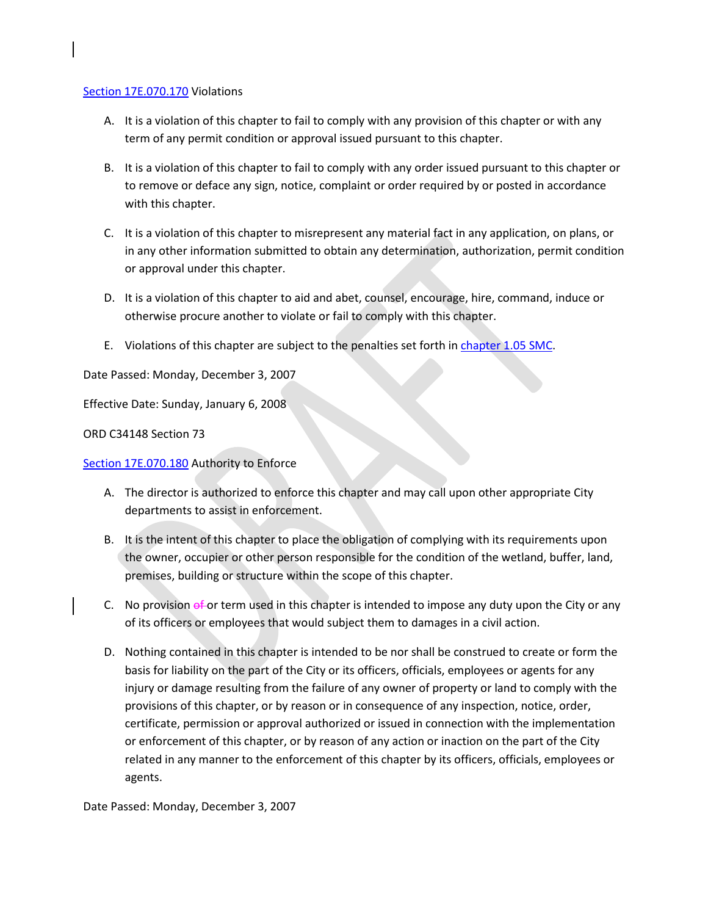[Section 17E.070.170](#) Violations

A. It is a violation of this chapter to fail to comply with any provision of this chapter or with any term of any permit condition or approval issued pursuant to this chapter.

B. It is a violation of this chapter to fail to comply with any order issued pursuant to this chapter or to remove or deface any sign, notice, complaint or order required by or posted in accordance with this chapter.

C. It is a violation of this chapter to misrepresent any material fact in any application, on plans, or in any other information submitted to obtain any determination, authorization, permit condition or approval under this chapter.

D. It is a violation of this chapter to aid and abet, counsel, encourage, hire, command, induce or otherwise procure another to violate or fail to comply with this chapter.

E. Violations of this chapter are subject to the penalties set forth in [chapter 1.05 SMC](#).

Date Passed: Monday, December 3, 2007

Effective Date: Sunday, January 6, 2008

ORD C34148 Section 73

[Section 17E.070.180](#) Authority to Enforce

A. The director is authorized to enforce this chapter and may call upon other appropriate City departments to assist in enforcement.

B. It is the intent of this chapter to place the obligation of complying with its requirements upon the owner, occupier or other person responsible for the condition of the wetland, buffer, land, premises, building or structure within the scope of this chapter.

C. No provision ~~of~~ or term used in this chapter is intended to impose any duty upon the City or any of its officers or employees that would subject them to damages in a civil action.

D. Nothing contained in this chapter is intended to be nor shall be construed to create or form the basis for liability on the part of the City or its officers, officials, employees or agents for any injury or damage resulting from the failure of any owner of property or land to comply with the provisions of this chapter, or by reason or in consequence of any inspection, notice, order, certificate, permission or approval authorized or issued in connection with the implementation or enforcement of this chapter, or by reason of any action or inaction on the part of the City related in any manner to the enforcement of this chapter by its officers, officials, employees or agents.

Date Passed: Monday, December 3, 2007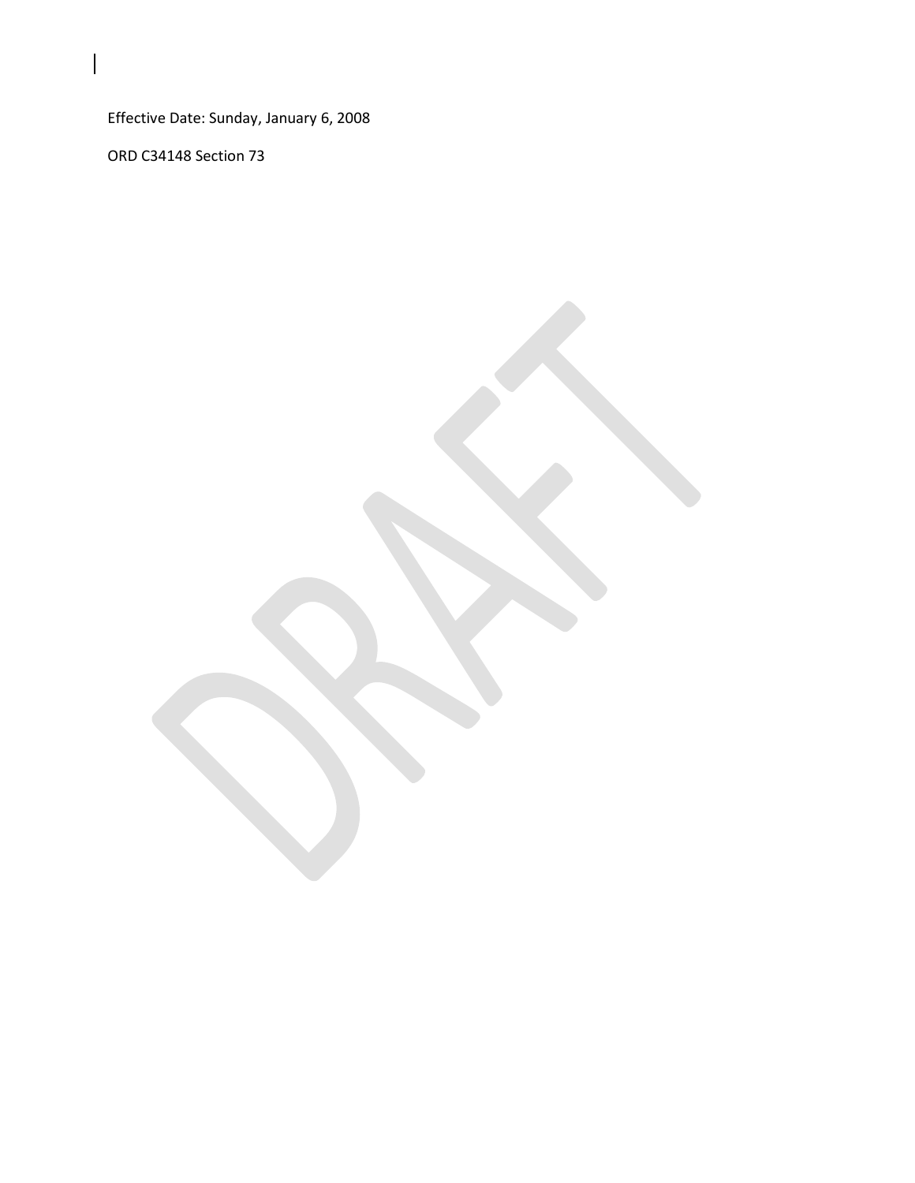Effective Date: Sunday, January 6, 2008

ORD C34148 Section 73